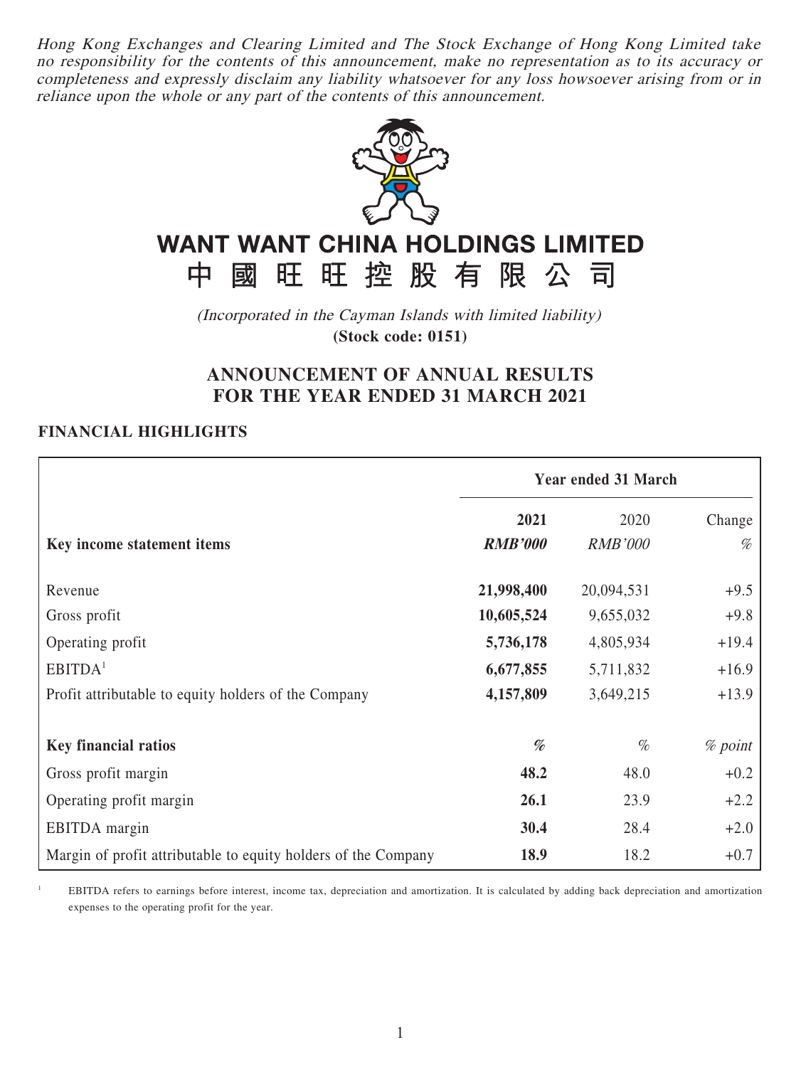*Hong Kong Exchanges and Clearing Limited and The Stock Exchange of Hong Kong Limited take no responsibility for the contents of this announcement, make no representation as to its accuracy or completeness and expressly disclaim any liability whatsoever for any loss howsoever arising from or in reliance upon the whole or any part of the contents of this announcement.*

# WANT WANT CHINA HOLDINGS LIMITED
# 中國旺旺控股有限公司

*(Incorporated in the Cayman Islands with limited liability)*
**(Stock code: 0151)**

## ANNOUNCEMENT OF ANNUAL RESULTS FOR THE YEAR ENDED 31 MARCH 2021

### FINANCIAL HIGHLIGHTS

| | Year ended 31 March | | |
|---|---|---|---|
| | **2021** | 2020 | Change |
| **Key income statement items** | ***RMB'000*** | *RMB'000* | *%* |
| Revenue | **21,998,400** | 20,094,531 | +9.5 |
| Gross profit | **10,605,524** | 9,655,032 | +9.8 |
| Operating profit | **5,736,178** | 4,805,934 | +19.4 |
| EBITDA[1] | **6,677,855** | 5,711,832 | +16.9 |
| Profit attributable to equity holders of the Company | **4,157,809** | 3,649,215 | +13.9 |
| **Key financial ratios** | ***%*** | *%* | *% point* |
| Gross profit margin | **48.2** | 48.0 | +0.2 |
| Operating profit margin | **26.1** | 23.9 | +2.2 |
| EBITDA margin | **30.4** | 28.4 | +2.0 |
| Margin of profit attributable to equity holders of the Company | **18.9** | 18.2 | +0.7 |

[1] EBITDA refers to earnings before interest, income tax, depreciation and amortization. It is calculated by adding back depreciation and amortization expenses to the operating profit for the year.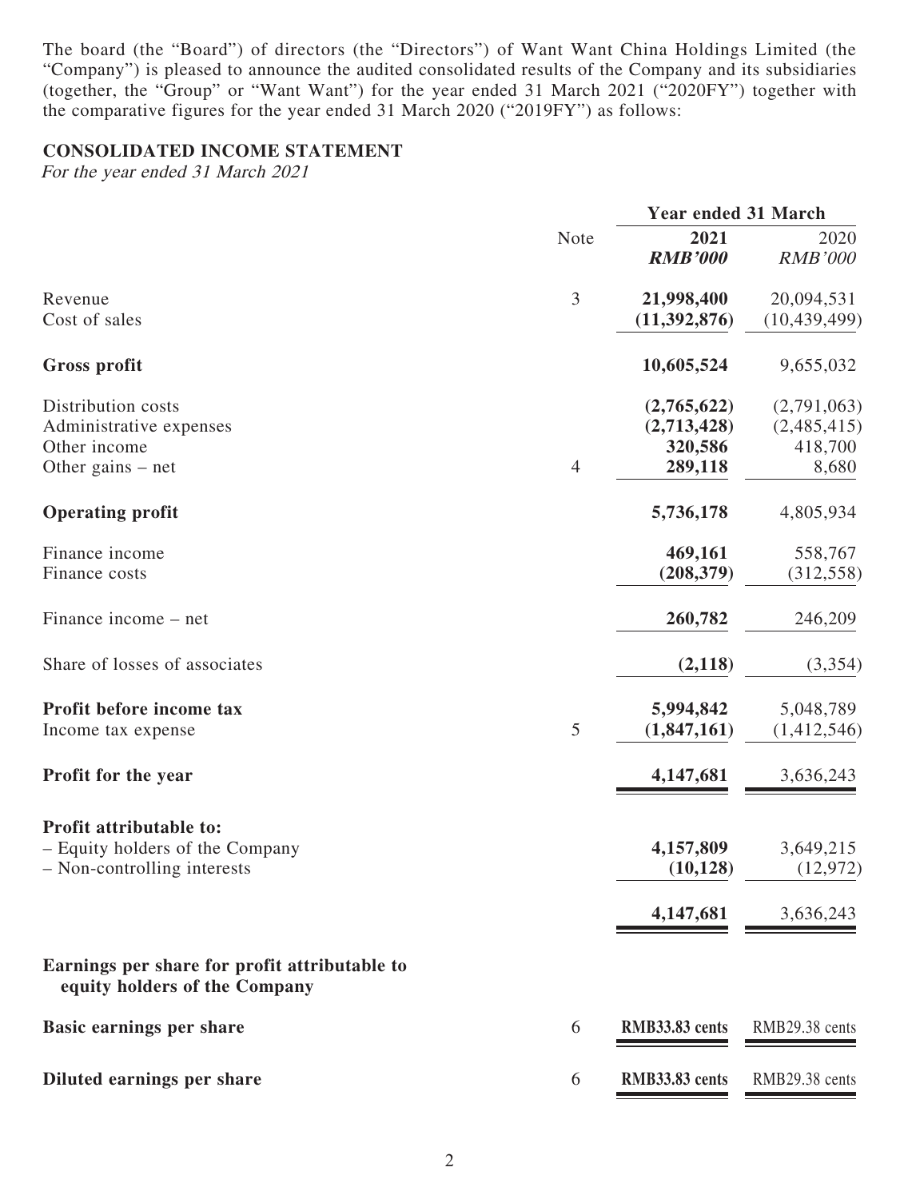The board (the "Board") of directors (the "Directors") of Want Want China Holdings Limited (the "Company") is pleased to announce the audited consolidated results of the Company and its subsidiaries (together, the "Group" or "Want Want") for the year ended 31 March 2021 ("2020FY") together with the comparative figures for the year ended 31 March 2020 ("2019FY") as follows:

## CONSOLIDATED INCOME STATEMENT

*For the year ended 31 March 2021*

| | Note | Year ended 31 March | |
|---|---|---|---|
| | | **2021** | 2020 |
| | | ***RMB'000*** | *RMB'000* |
| Revenue | 3 | **21,998,400** | 20,094,531 |
| Cost of sales | | **(11,392,876)** | (10,439,499) |
| **Gross profit** | | **10,605,524** | 9,655,032 |
| Distribution costs | | **(2,765,622)** | (2,791,063) |
| Administrative expenses | | **(2,713,428)** | (2,485,415) |
| Other income | | **320,586** | 418,700 |
| Other gains – net | 4 | **289,118** | 8,680 |
| **Operating profit** | | **5,736,178** | 4,805,934 |
| Finance income | | **469,161** | 558,767 |
| Finance costs | | **(208,379)** | (312,558) |
| Finance income – net | | **260,782** | 246,209 |
| Share of losses of associates | | **(2,118)** | (3,354) |
| **Profit before income tax** | | **5,994,842** | 5,048,789 |
| Income tax expense | 5 | **(1,847,161)** | (1,412,546) |
| **Profit for the year** | | **4,147,681** | 3,636,243 |
| **Profit attributable to:** | | | |
| – Equity holders of the Company | | **4,157,809** | 3,649,215 |
| – Non-controlling interests | | **(10,128)** | (12,972) |
| | | **4,147,681** | 3,636,243 |
| **Earnings per share for profit attributable to equity holders of the Company** | | | |
| **Basic earnings per share** | 6 | **RMB33.83 cents** | RMB29.38 cents |
| **Diluted earnings per share** | 6 | **RMB33.83 cents** | RMB29.38 cents |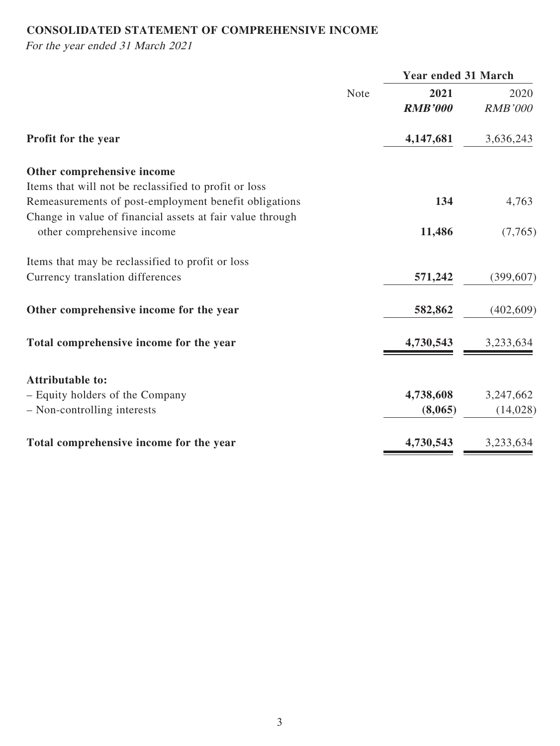**CONSOLIDATED STATEMENT OF COMPREHENSIVE INCOME**

*For the year ended 31 March 2021*

| | Note | Year ended 31 March | |
|---|---|---|---|
| | | **2021** | 2020 |
| | | ***RMB'000*** | *RMB'000* |
| **Profit for the year** | | **4,147,681** | 3,636,243 |
| **Other comprehensive income** | | | |
| Items that will not be reclassified to profit or loss | | | |
| Remeasurements of post-employment benefit obligations | | **134** | 4,763 |
| Change in value of financial assets at fair value through other comprehensive income | | **11,486** | (7,765) |
| Items that may be reclassified to profit or loss | | | |
| Currency translation differences | | **571,242** | (399,607) |
| **Other comprehensive income for the year** | | **582,862** | (402,609) |
| **Total comprehensive income for the year** | | **4,730,543** | 3,233,634 |
| **Attributable to:** | | | |
| – Equity holders of the Company | | **4,738,608** | 3,247,662 |
| – Non-controlling interests | | **(8,065)** | (14,028) |
| **Total comprehensive income for the year** | | **4,730,543** | 3,233,634 |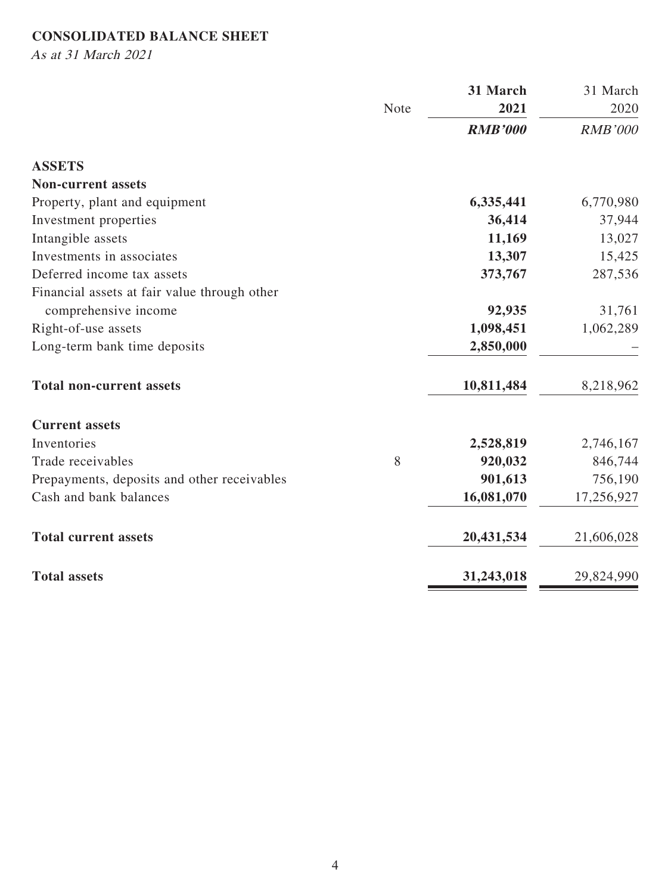**CONSOLIDATED BALANCE SHEET**

*As at 31 March 2021*

| | Note | **31 March 2021** | 31 March 2020 |
|---|---|---|---|
| | | ***RMB'000*** | *RMB'000* |
| **ASSETS** | | | |
| **Non-current assets** | | | |
| Property, plant and equipment | | **6,335,441** | 6,770,980 |
| Investment properties | | **36,414** | 37,944 |
| Intangible assets | | **11,169** | 13,027 |
| Investments in associates | | **13,307** | 15,425 |
| Deferred income tax assets | | **373,767** | 287,536 |
| Financial assets at fair value through other comprehensive income | | **92,935** | 31,761 |
| Right-of-use assets | | **1,098,451** | 1,062,289 |
| Long-term bank time deposits | | **2,850,000** | – |
| **Total non-current assets** | | **10,811,484** | 8,218,962 |
| **Current assets** | | | |
| Inventories | | **2,528,819** | 2,746,167 |
| Trade receivables | 8 | **920,032** | 846,744 |
| Prepayments, deposits and other receivables | | **901,613** | 756,190 |
| Cash and bank balances | | **16,081,070** | 17,256,927 |
| **Total current assets** | | **20,431,534** | 21,606,028 |
| **Total assets** | | **31,243,018** | 29,824,990 |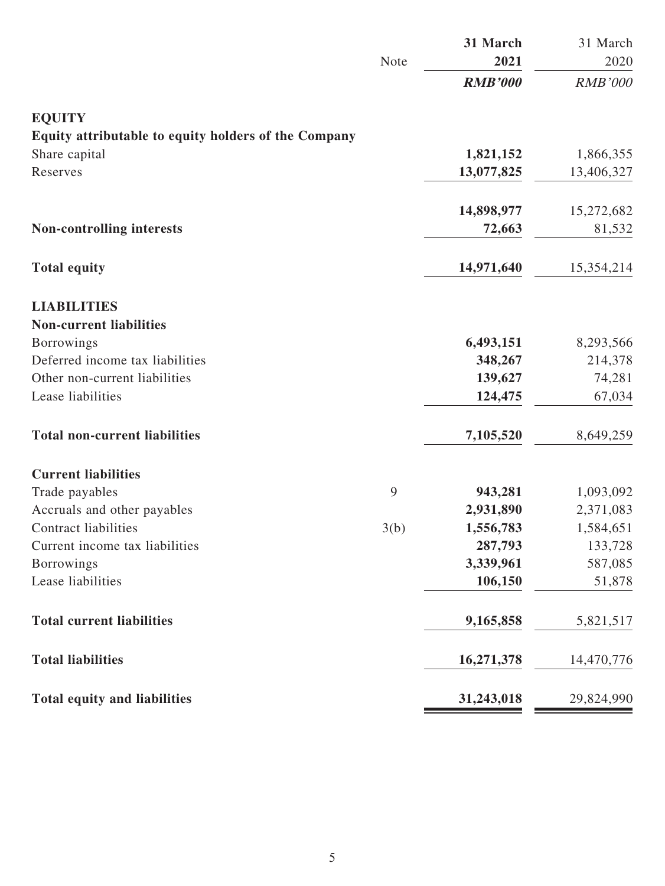| | Note | 31 March 2021 | 31 March 2020 |
|---|---|---|---|
| | | ***RMB'000*** | *RMB'000* |
| **EQUITY** | | | |
| **Equity attributable to equity holders of the Company** | | | |
| Share capital | | **1,821,152** | 1,866,355 |
| Reserves | | **13,077,825** | 13,406,327 |
| | | **14,898,977** | 15,272,682 |
| **Non-controlling interests** | | **72,663** | 81,532 |
| **Total equity** | | **14,971,640** | 15,354,214 |
| **LIABILITIES** | | | |
| **Non-current liabilities** | | | |
| Borrowings | | **6,493,151** | 8,293,566 |
| Deferred income tax liabilities | | **348,267** | 214,378 |
| Other non-current liabilities | | **139,627** | 74,281 |
| Lease liabilities | | **124,475** | 67,034 |
| **Total non-current liabilities** | | **7,105,520** | 8,649,259 |
| **Current liabilities** | | | |
| Trade payables | 9 | **943,281** | 1,093,092 |
| Accruals and other payables | | **2,931,890** | 2,371,083 |
| Contract liabilities | 3(b) | **1,556,783** | 1,584,651 |
| Current income tax liabilities | | **287,793** | 133,728 |
| Borrowings | | **3,339,961** | 587,085 |
| Lease liabilities | | **106,150** | 51,878 |
| **Total current liabilities** | | **9,165,858** | 5,821,517 |
| **Total liabilities** | | **16,271,378** | 14,470,776 |
| **Total equity and liabilities** | | **31,243,018** | 29,824,990 |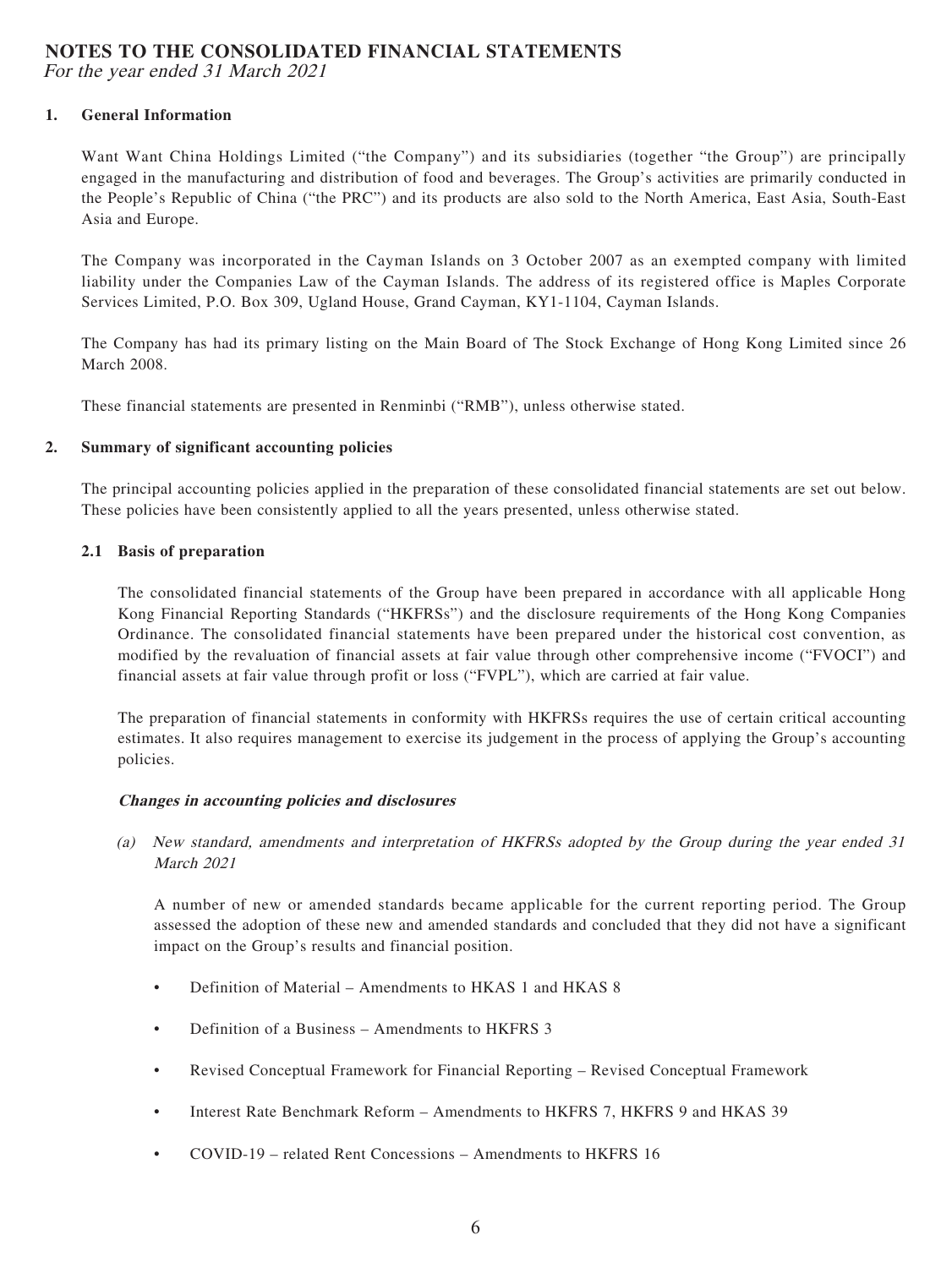# NOTES TO THE CONSOLIDATED FINANCIAL STATEMENTS

*For the year ended 31 March 2021*

## 1. General Information

Want Want China Holdings Limited ("the Company") and its subsidiaries (together "the Group") are principally engaged in the manufacturing and distribution of food and beverages. The Group's activities are primarily conducted in the People's Republic of China ("the PRC") and its products are also sold to the North America, East Asia, South-East Asia and Europe.

The Company was incorporated in the Cayman Islands on 3 October 2007 as an exempted company with limited liability under the Companies Law of the Cayman Islands. The address of its registered office is Maples Corporate Services Limited, P.O. Box 309, Ugland House, Grand Cayman, KY1-1104, Cayman Islands.

The Company has had its primary listing on the Main Board of The Stock Exchange of Hong Kong Limited since 26 March 2008.

These financial statements are presented in Renminbi ("RMB"), unless otherwise stated.

## 2. Summary of significant accounting policies

The principal accounting policies applied in the preparation of these consolidated financial statements are set out below. These policies have been consistently applied to all the years presented, unless otherwise stated.

### 2.1 Basis of preparation

The consolidated financial statements of the Group have been prepared in accordance with all applicable Hong Kong Financial Reporting Standards ("HKFRSs") and the disclosure requirements of the Hong Kong Companies Ordinance. The consolidated financial statements have been prepared under the historical cost convention, as modified by the revaluation of financial assets at fair value through other comprehensive income ("FVOCI") and financial assets at fair value through profit or loss ("FVPL"), which are carried at fair value.

The preparation of financial statements in conformity with HKFRSs requires the use of certain critical accounting estimates. It also requires management to exercise its judgement in the process of applying the Group's accounting policies.

***Changes in accounting policies and disclosures***

*(a) New standard, amendments and interpretation of HKFRSs adopted by the Group during the year ended 31 March 2021*

A number of new or amended standards became applicable for the current reporting period. The Group assessed the adoption of these new and amended standards and concluded that they did not have a significant impact on the Group's results and financial position.

- Definition of Material – Amendments to HKAS 1 and HKAS 8
- Definition of a Business – Amendments to HKFRS 3
- Revised Conceptual Framework for Financial Reporting – Revised Conceptual Framework
- Interest Rate Benchmark Reform – Amendments to HKFRS 7, HKFRS 9 and HKAS 39
- COVID-19 – related Rent Concessions – Amendments to HKFRS 16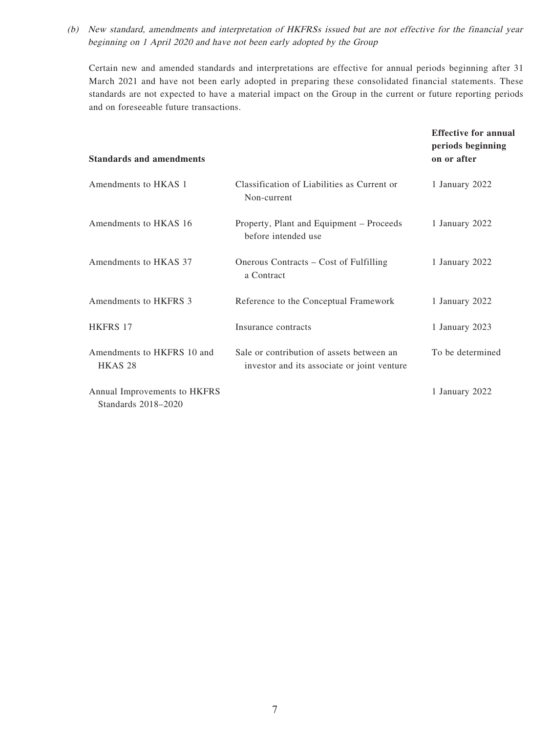*(b) New standard, amendments and interpretation of HKFRSs issued but are not effective for the financial year beginning on 1 April 2020 and have not been early adopted by the Group*

Certain new and amended standards and interpretations are effective for annual periods beginning after 31 March 2021 and have not been early adopted in preparing these consolidated financial statements. These standards are not expected to have a material impact on the Group in the current or future reporting periods and on foreseeable future transactions.

| **Standards and amendments** | | **Effective for annual periods beginning on or after** |
|---|---|---|
| Amendments to HKAS 1 | Classification of Liabilities as Current or Non-current | 1 January 2022 |
| Amendments to HKAS 16 | Property, Plant and Equipment – Proceeds before intended use | 1 January 2022 |
| Amendments to HKAS 37 | Onerous Contracts – Cost of Fulfilling a Contract | 1 January 2022 |
| Amendments to HKFRS 3 | Reference to the Conceptual Framework | 1 January 2022 |
| HKFRS 17 | Insurance contracts | 1 January 2023 |
| Amendments to HKFRS 10 and HKAS 28 | Sale or contribution of assets between an investor and its associate or joint venture | To be determined |
| Annual Improvements to HKFRS Standards 2018–2020 | | 1 January 2022 |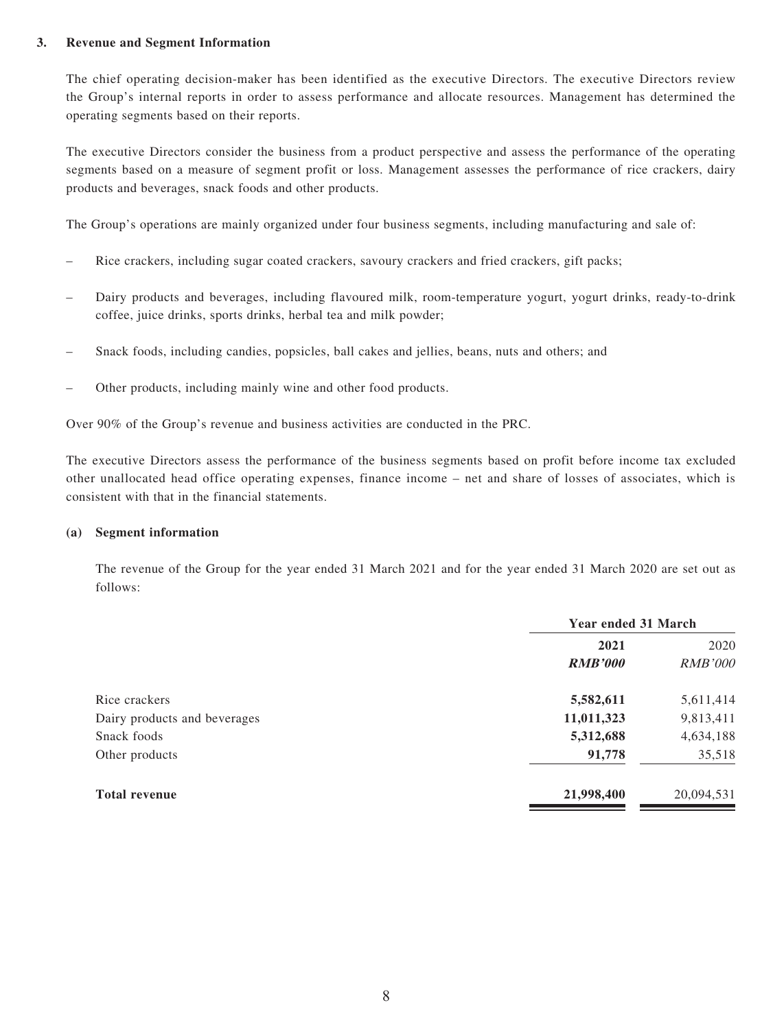### 3. Revenue and Segment Information

The chief operating decision-maker has been identified as the executive Directors. The executive Directors review the Group's internal reports in order to assess performance and allocate resources. Management has determined the operating segments based on their reports.

The executive Directors consider the business from a product perspective and assess the performance of the operating segments based on a measure of segment profit or loss. Management assesses the performance of rice crackers, dairy products and beverages, snack foods and other products.

The Group's operations are mainly organized under four business segments, including manufacturing and sale of:

– Rice crackers, including sugar coated crackers, savoury crackers and fried crackers, gift packs;

– Dairy products and beverages, including flavoured milk, room-temperature yogurt, yogurt drinks, ready-to-drink coffee, juice drinks, sports drinks, herbal tea and milk powder;

– Snack foods, including candies, popsicles, ball cakes and jellies, beans, nuts and others; and

– Other products, including mainly wine and other food products.

Over 90% of the Group's revenue and business activities are conducted in the PRC.

The executive Directors assess the performance of the business segments based on profit before income tax excluded other unallocated head office operating expenses, finance income – net and share of losses of associates, which is consistent with that in the financial statements.

#### (a) Segment information

The revenue of the Group for the year ended 31 March 2021 and for the year ended 31 March 2020 are set out as follows:

| | Year ended 31 March | |
|---|---|---|
| | **2021** | 2020 |
| | ***RMB'000*** | *RMB'000* |
| Rice crackers | **5,582,611** | 5,611,414 |
| Dairy products and beverages | **11,011,323** | 9,813,411 |
| Snack foods | **5,312,688** | 4,634,188 |
| Other products | **91,778** | 35,518 |
| **Total revenue** | **21,998,400** | 20,094,531 |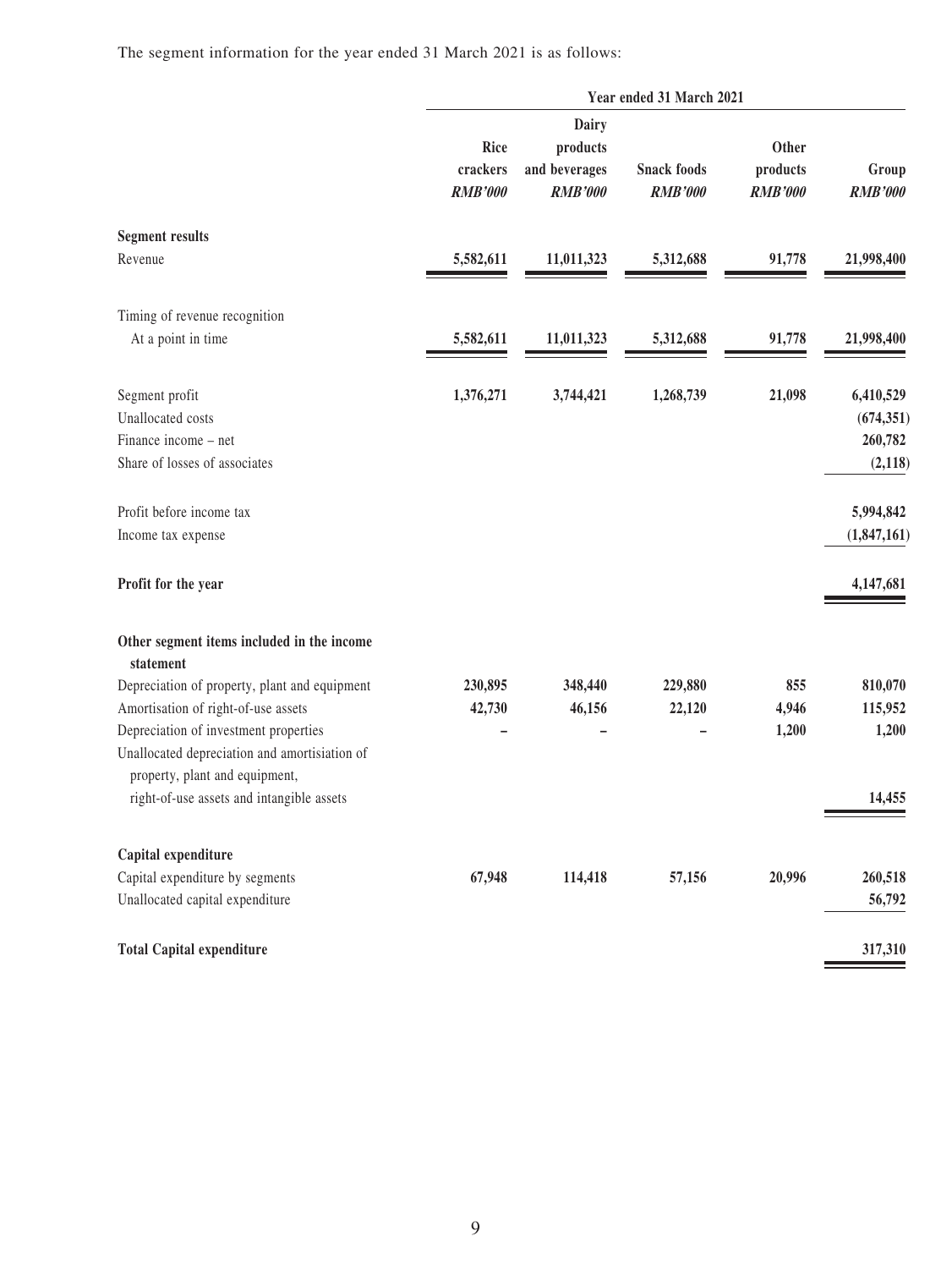The segment information for the year ended 31 March 2021 is as follows:

| | Year ended 31 March 2021 | | | | |
|---|---|---|---|---|---|
| | Rice crackers | Dairy products and beverages | Snack foods | Other products | Group |
| | *RMB'000* | *RMB'000* | *RMB'000* | *RMB'000* | *RMB'000* |
| **Segment results** | | | | | |
| Revenue | 5,582,611 | 11,011,323 | 5,312,688 | 91,778 | 21,998,400 |
| Timing of revenue recognition | | | | | |
| At a point in time | 5,582,611 | 11,011,323 | 5,312,688 | 91,778 | 21,998,400 |
| Segment profit | 1,376,271 | 3,744,421 | 1,268,739 | 21,098 | 6,410,529 |
| Unallocated costs | | | | | (674,351) |
| Finance income – net | | | | | 260,782 |
| Share of losses of associates | | | | | (2,118) |
| Profit before income tax | | | | | 5,994,842 |
| Income tax expense | | | | | (1,847,161) |
| **Profit for the year** | | | | | 4,147,681 |
| **Other segment items included in the income statement** | | | | | |
| Depreciation of property, plant and equipment | 230,895 | 348,440 | 229,880 | 855 | 810,070 |
| Amortisation of right-of-use assets | 42,730 | 46,156 | 22,120 | 4,946 | 115,952 |
| Depreciation of investment properties | – | – | – | 1,200 | 1,200 |
| Unallocated depreciation and amortisiation of property, plant and equipment, right-of-use assets and intangible assets | | | | | 14,455 |
| **Capital expenditure** | | | | | |
| Capital expenditure by segments | 67,948 | 114,418 | 57,156 | 20,996 | 260,518 |
| Unallocated capital expenditure | | | | | 56,792 |
| **Total Capital expenditure** | | | | | 317,310 |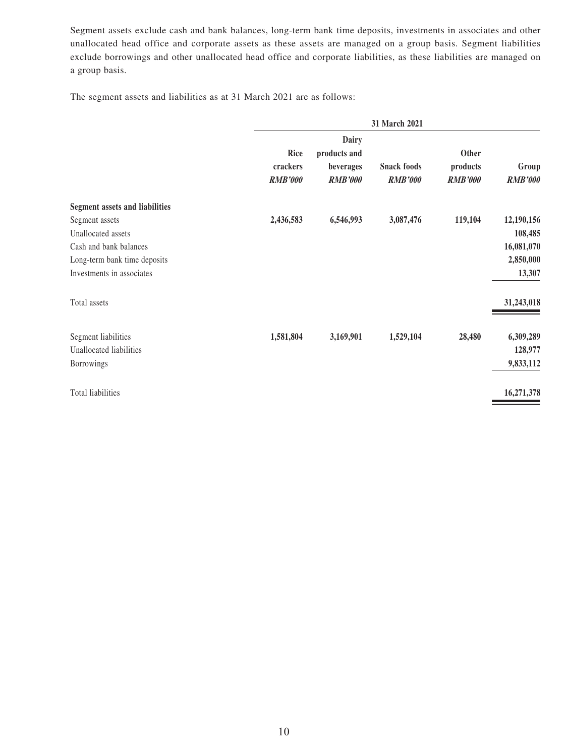Segment assets exclude cash and bank balances, long-term bank time deposits, investments in associates and other unallocated head office and corporate assets as these assets are managed on a group basis. Segment liabilities exclude borrowings and other unallocated head office and corporate liabilities, as these liabilities are managed on a group basis.

The segment assets and liabilities as at 31 March 2021 are as follows:

| | 31 March 2021 | | | | |
|---|---|---|---|---|---|
| | **Rice crackers** | **Dairy products and beverages** | **Snack foods** | **Other products** | **Group** |
| | ***RMB'000*** | ***RMB'000*** | ***RMB'000*** | ***RMB'000*** | ***RMB'000*** |
| **Segment assets and liabilities** | | | | | |
| Segment assets | **2,436,583** | **6,546,993** | **3,087,476** | **119,104** | **12,190,156** |
| Unallocated assets | | | | | **108,485** |
| Cash and bank balances | | | | | **16,081,070** |
| Long-term bank time deposits | | | | | **2,850,000** |
| Investments in associates | | | | | **13,307** |
| Total assets | | | | | **31,243,018** |
| Segment liabilities | **1,581,804** | **3,169,901** | **1,529,104** | **28,480** | **6,309,289** |
| Unallocated liabilities | | | | | **128,977** |
| Borrowings | | | | | **9,833,112** |
| Total liabilities | | | | | **16,271,378** |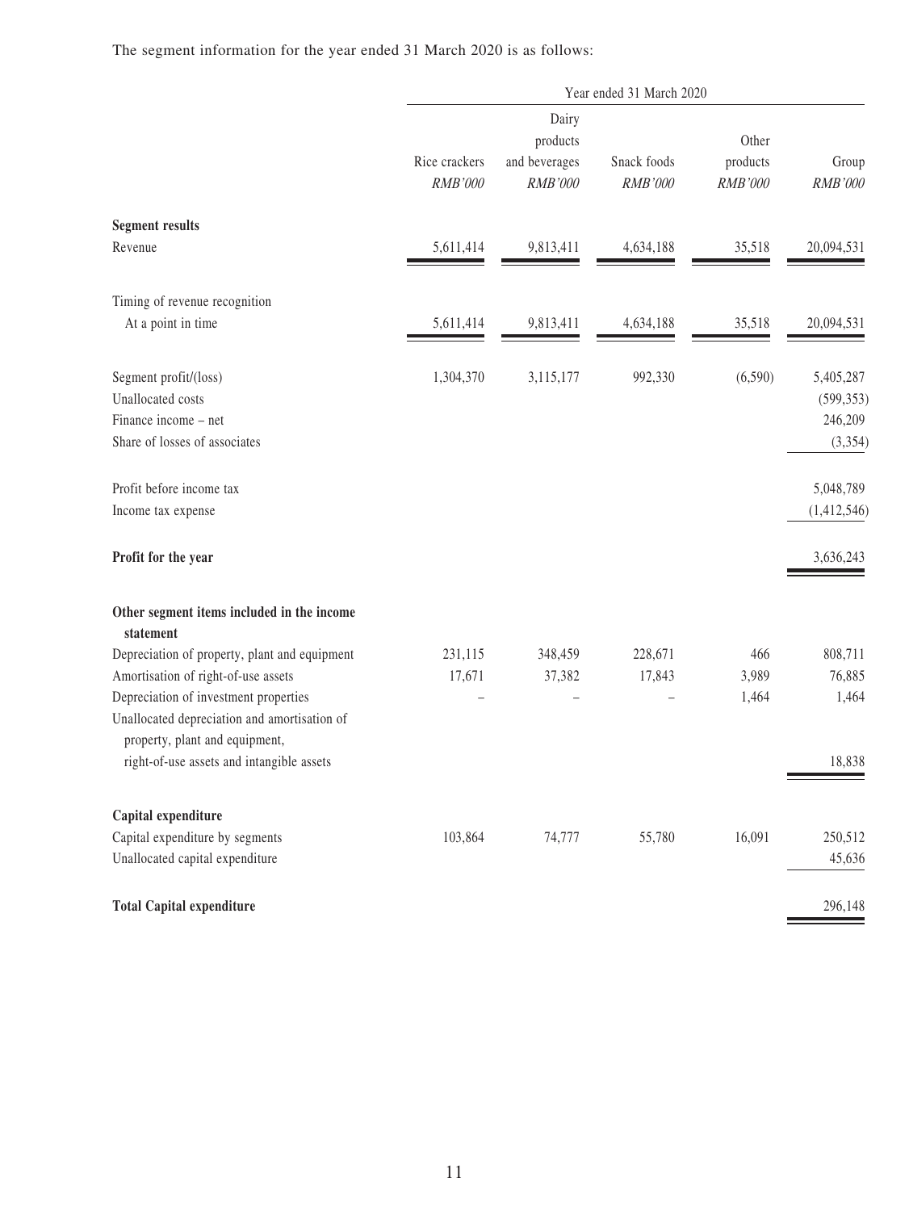The segment information for the year ended 31 March 2020 is as follows:

| | Year ended 31 March 2020 | | | | |
|---|---|---|---|---|---|
| | Rice crackers *RMB'000* | Dairy products and beverages *RMB'000* | Snack foods *RMB'000* | Other products *RMB'000* | Group *RMB'000* |
| **Segment results** | | | | | |
| Revenue | 5,611,414 | 9,813,411 | 4,634,188 | 35,518 | 20,094,531 |
| Timing of revenue recognition | | | | | |
| At a point in time | 5,611,414 | 9,813,411 | 4,634,188 | 35,518 | 20,094,531 |
| Segment profit/(loss) | 1,304,370 | 3,115,177 | 992,330 | (6,590) | 5,405,287 |
| Unallocated costs | | | | | (599,353) |
| Finance income – net | | | | | 246,209 |
| Share of losses of associates | | | | | (3,354) |
| Profit before income tax | | | | | 5,048,789 |
| Income tax expense | | | | | (1,412,546) |
| **Profit for the year** | | | | | 3,636,243 |
| **Other segment items included in the income statement** | | | | | |
| Depreciation of property, plant and equipment | 231,115 | 348,459 | 228,671 | 466 | 808,711 |
| Amortisation of right-of-use assets | 17,671 | 37,382 | 17,843 | 3,989 | 76,885 |
| Depreciation of investment properties | – | – | – | 1,464 | 1,464 |
| Unallocated depreciation and amortisation of property, plant and equipment, right-of-use assets and intangible assets | | | | | 18,838 |
| **Capital expenditure** | | | | | |
| Capital expenditure by segments | 103,864 | 74,777 | 55,780 | 16,091 | 250,512 |
| Unallocated capital expenditure | | | | | 45,636 |
| **Total Capital expenditure** | | | | | 296,148 |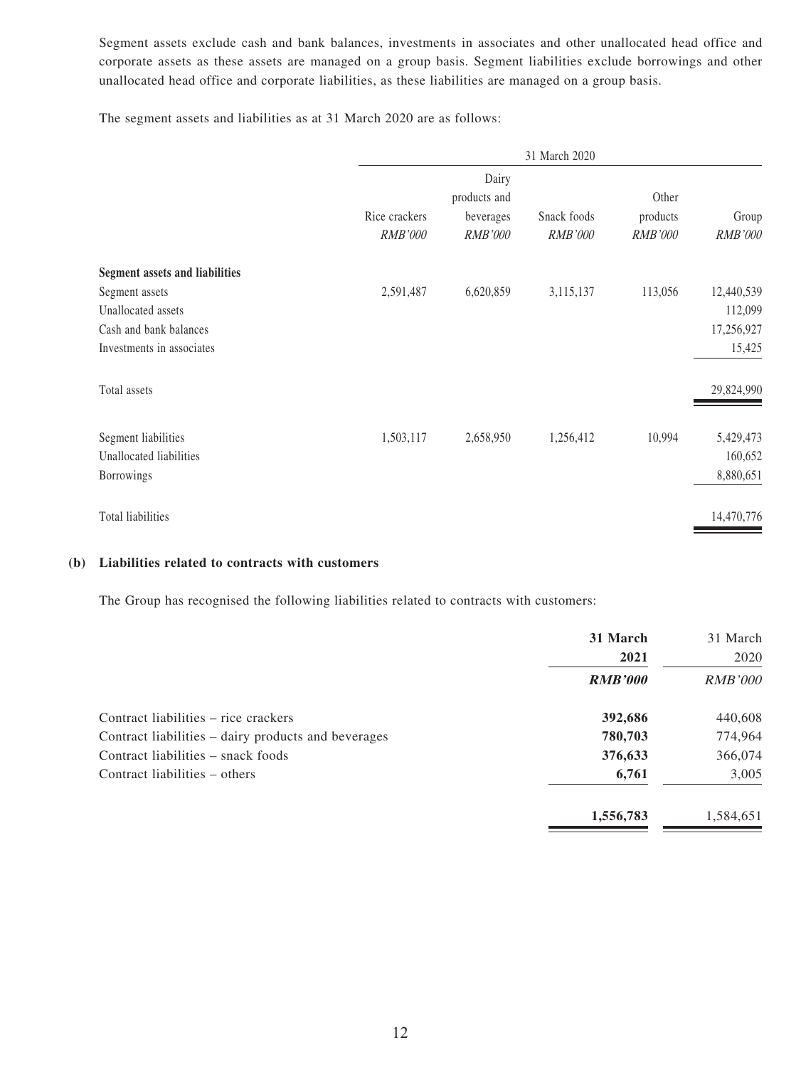Segment assets exclude cash and bank balances, investments in associates and other unallocated head office and corporate assets as these assets are managed on a group basis. Segment liabilities exclude borrowings and other unallocated head office and corporate liabilities, as these liabilities are managed on a group basis.

The segment assets and liabilities as at 31 March 2020 are as follows:

| | 31 March 2020 | | | | |
|---|---|---|---|---|---|
| | Rice crackers | Dairy products and beverages | Snack foods | Other products | Group |
| | *RMB'000* | *RMB'000* | *RMB'000* | *RMB'000* | *RMB'000* |
| **Segment assets and liabilities** | | | | | |
| Segment assets | 2,591,487 | 6,620,859 | 3,115,137 | 113,056 | 12,440,539 |
| Unallocated assets | | | | | 112,099 |
| Cash and bank balances | | | | | 17,256,927 |
| Investments in associates | | | | | 15,425 |
| Total assets | | | | | 29,824,990 |
| Segment liabilities | 1,503,117 | 2,658,950 | 1,256,412 | 10,994 | 5,429,473 |
| Unallocated liabilities | | | | | 160,652 |
| Borrowings | | | | | 8,880,651 |
| Total liabilities | | | | | 14,470,776 |

**(b) Liabilities related to contracts with customers**

The Group has recognised the following liabilities related to contracts with customers:

| | **31 March 2021** | 31 March 2020 |
|---|---|---|
| | ***RMB'000*** | *RMB'000* |
| Contract liabilities – rice crackers | **392,686** | 440,608 |
| Contract liabilities – dairy products and beverages | **780,703** | 774,964 |
| Contract liabilities – snack foods | **376,633** | 366,074 |
| Contract liabilities – others | **6,761** | 3,005 |
| | **1,556,783** | 1,584,651 |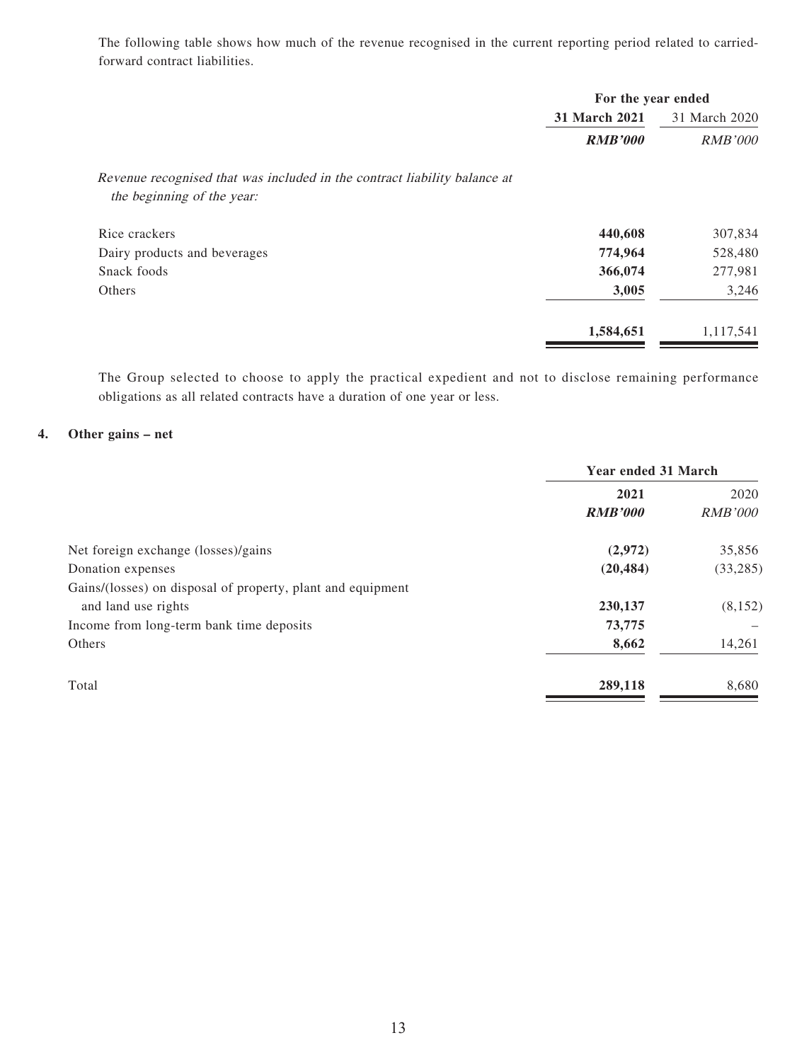The following table shows how much of the revenue recognised in the current reporting period related to carried-forward contract liabilities.

| | For the year ended | |
|---|---|---|
| | **31 March 2021** | 31 March 2020 |
| | ***RMB'000*** | *RMB'000* |
| *Revenue recognised that was included in the contract liability balance at the beginning of the year:* | | |
| Rice crackers | **440,608** | 307,834 |
| Dairy products and beverages | **774,964** | 528,480 |
| Snack foods | **366,074** | 277,981 |
| Others | **3,005** | 3,246 |
| | **1,584,651** | 1,117,541 |

The Group selected to choose to apply the practical expedient and not to disclose remaining performance obligations as all related contracts have a duration of one year or less.

## 4. Other gains – net

| | Year ended 31 March | |
|---|---|---|
| | **2021** | 2020 |
| | ***RMB'000*** | *RMB'000* |
| Net foreign exchange (losses)/gains | **(2,972)** | 35,856 |
| Donation expenses | **(20,484)** | (33,285) |
| Gains/(losses) on disposal of property, plant and equipment and land use rights | **230,137** | (8,152) |
| Income from long-term bank time deposits | **73,775** | – |
| Others | **8,662** | 14,261 |
| Total | **289,118** | 8,680 |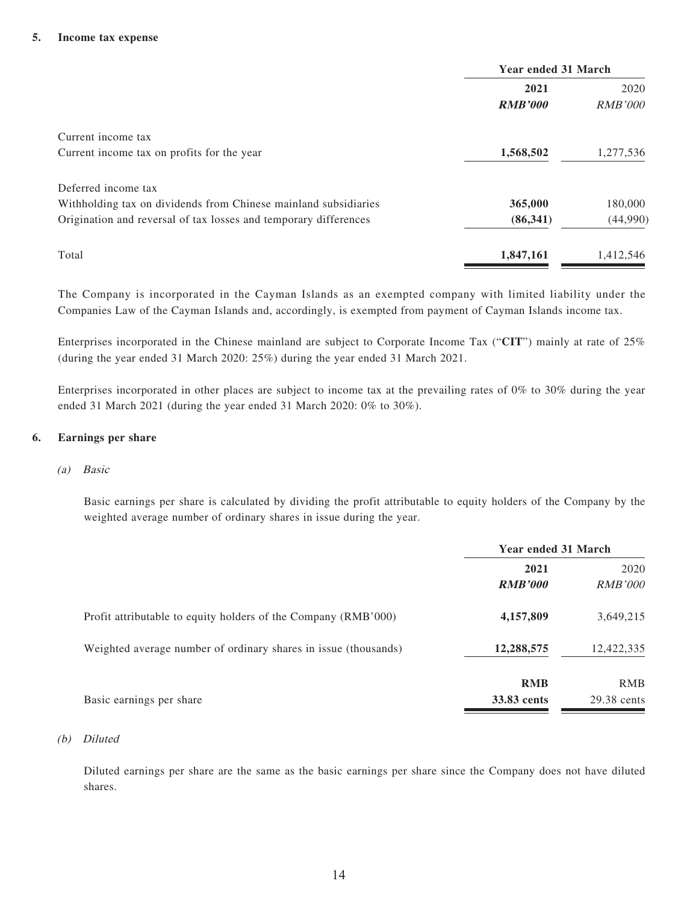**5. Income tax expense**

| | Year ended 31 March | |
|---|---|---|
| | **2021** | 2020 |
| | ***RMB'000*** | *RMB'000* |
| Current income tax | | |
| Current income tax on profits for the year | **1,568,502** | 1,277,536 |
| Deferred income tax | | |
| Withholding tax on dividends from Chinese mainland subsidiaries | **365,000** | 180,000 |
| Origination and reversal of tax losses and temporary differences | **(86,341)** | (44,990) |
| Total | **1,847,161** | 1,412,546 |

The Company is incorporated in the Cayman Islands as an exempted company with limited liability under the Companies Law of the Cayman Islands and, accordingly, is exempted from payment of Cayman Islands income tax.

Enterprises incorporated in the Chinese mainland are subject to Corporate Income Tax ("**CIT**") mainly at rate of 25% (during the year ended 31 March 2020: 25%) during the year ended 31 March 2021.

Enterprises incorporated in other places are subject to income tax at the prevailing rates of 0% to 30% during the year ended 31 March 2021 (during the year ended 31 March 2020: 0% to 30%).

**6. Earnings per share**

*(a) Basic*

Basic earnings per share is calculated by dividing the profit attributable to equity holders of the Company by the weighted average number of ordinary shares in issue during the year.

| | Year ended 31 March | |
|---|---|---|
| | **2021** | 2020 |
| | ***RMB'000*** | *RMB'000* |
| Profit attributable to equity holders of the Company (RMB'000) | **4,157,809** | 3,649,215 |
| Weighted average number of ordinary shares in issue (thousands) | **12,288,575** | 12,422,335 |
| | **RMB** | RMB |
| Basic earnings per share | **33.83 cents** | 29.38 cents |

*(b) Diluted*

Diluted earnings per share are the same as the basic earnings per share since the Company does not have diluted shares.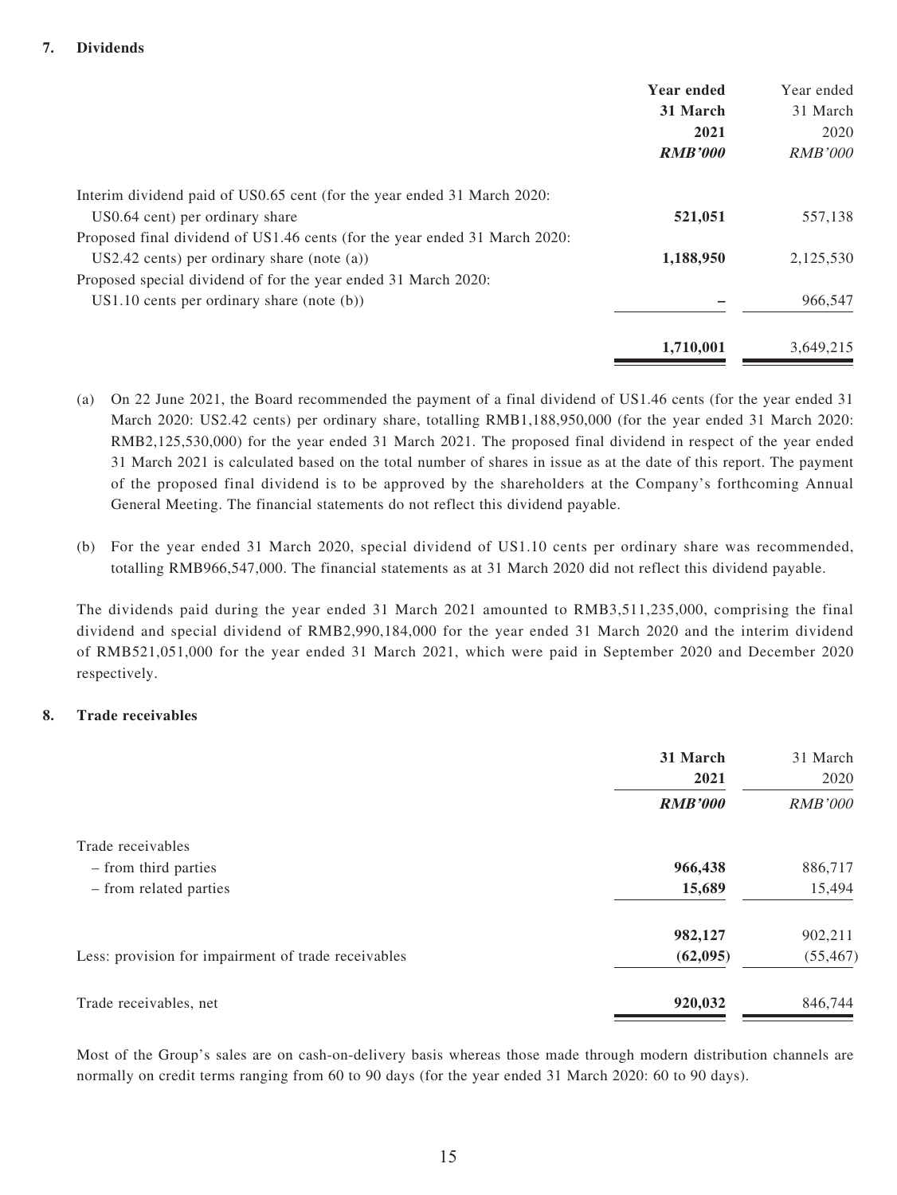## 7. Dividends

| | Year ended 31 March 2021 RMB'000 | Year ended 31 March 2020 RMB'000 |
|---|---|---|
| Interim dividend paid of US0.65 cent (for the year ended 31 March 2020: US0.64 cent) per ordinary share | **521,051** | 557,138 |
| Proposed final dividend of US1.46 cents (for the year ended 31 March 2020: US2.42 cents) per ordinary share (note (a)) | **1,188,950** | 2,125,530 |
| Proposed special dividend of for the year ended 31 March 2020: US1.10 cents per ordinary share (note (b)) | **–** | 966,547 |
| | **1,710,001** | 3,649,215 |

(a) On 22 June 2021, the Board recommended the payment of a final dividend of US1.46 cents (for the year ended 31 March 2020: US2.42 cents) per ordinary share, totalling RMB1,188,950,000 (for the year ended 31 March 2020: RMB2,125,530,000) for the year ended 31 March 2021. The proposed final dividend in respect of the year ended 31 March 2021 is calculated based on the total number of shares in issue as at the date of this report. The payment of the proposed final dividend is to be approved by the shareholders at the Company's forthcoming Annual General Meeting. The financial statements do not reflect this dividend payable.

(b) For the year ended 31 March 2020, special dividend of US1.10 cents per ordinary share was recommended, totalling RMB966,547,000. The financial statements as at 31 March 2020 did not reflect this dividend payable.

The dividends paid during the year ended 31 March 2021 amounted to RMB3,511,235,000, comprising the final dividend and special dividend of RMB2,990,184,000 for the year ended 31 March 2020 and the interim dividend of RMB521,051,000 for the year ended 31 March 2021, which were paid in September 2020 and December 2020 respectively.

## 8. Trade receivables

| | 31 March 2021 RMB'000 | 31 March 2020 RMB'000 |
|---|---|---|
| Trade receivables | | |
| – from third parties | **966,438** | 886,717 |
| – from related parties | **15,689** | 15,494 |
| | **982,127** | 902,211 |
| Less: provision for impairment of trade receivables | **(62,095)** | (55,467) |
| Trade receivables, net | **920,032** | 846,744 |

Most of the Group's sales are on cash-on-delivery basis whereas those made through modern distribution channels are normally on credit terms ranging from 60 to 90 days (for the year ended 31 March 2020: 60 to 90 days).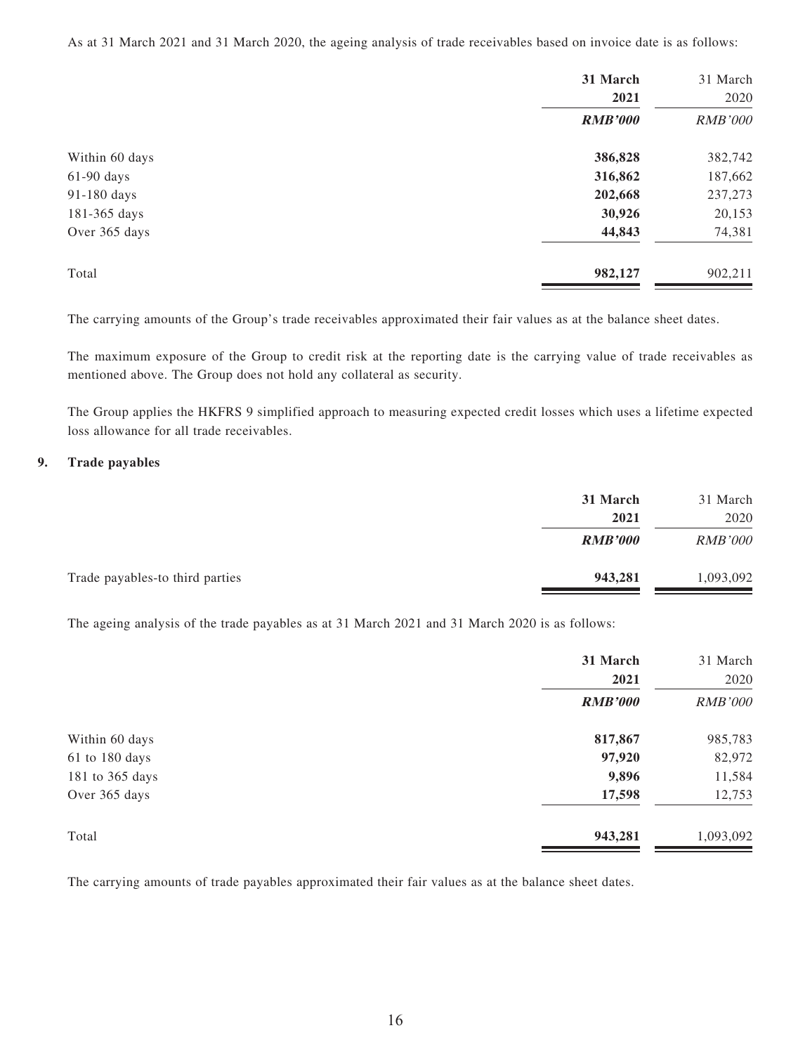As at 31 March 2021 and 31 March 2020, the ageing analysis of trade receivables based on invoice date is as follows:

| | **31 March 2021** | 31 March 2020 |
|---|---|---|
| | ***RMB'000*** | *RMB'000* |
| Within 60 days | **386,828** | 382,742 |
| 61-90 days | **316,862** | 187,662 |
| 91-180 days | **202,668** | 237,273 |
| 181-365 days | **30,926** | 20,153 |
| Over 365 days | **44,843** | 74,381 |
| Total | **982,127** | 902,211 |

The carrying amounts of the Group's trade receivables approximated their fair values as at the balance sheet dates.

The maximum exposure of the Group to credit risk at the reporting date is the carrying value of trade receivables as mentioned above. The Group does not hold any collateral as security.

The Group applies the HKFRS 9 simplified approach to measuring expected credit losses which uses a lifetime expected loss allowance for all trade receivables.

## 9. Trade payables

| | **31 March 2021** | 31 March 2020 |
|---|---|---|
| | ***RMB'000*** | *RMB'000* |
| Trade payables-to third parties | **943,281** | 1,093,092 |

The ageing analysis of the trade payables as at 31 March 2021 and 31 March 2020 is as follows:

| | **31 March 2021** | 31 March 2020 |
|---|---|---|
| | ***RMB'000*** | *RMB'000* |
| Within 60 days | **817,867** | 985,783 |
| 61 to 180 days | **97,920** | 82,972 |
| 181 to 365 days | **9,896** | 11,584 |
| Over 365 days | **17,598** | 12,753 |
| Total | **943,281** | 1,093,092 |

The carrying amounts of trade payables approximated their fair values as at the balance sheet dates.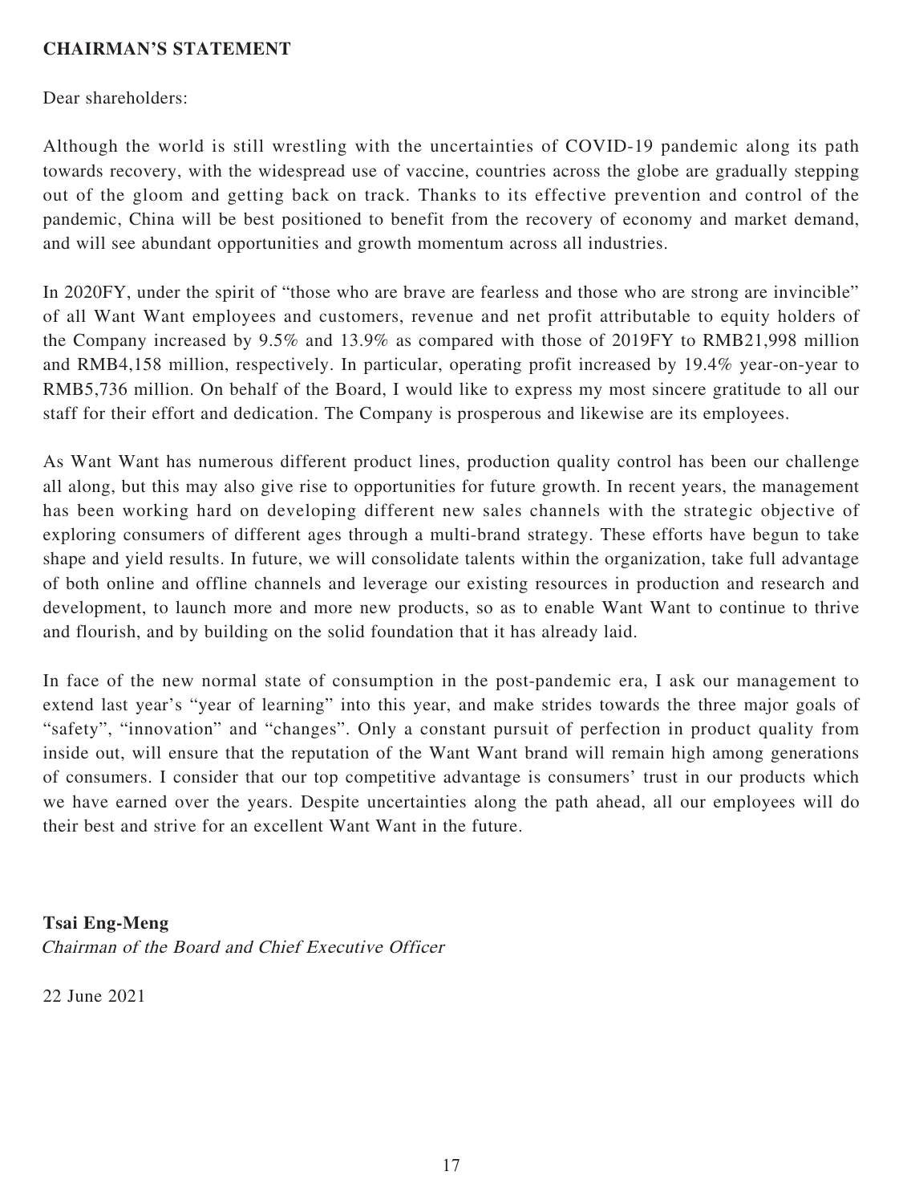## CHAIRMAN'S STATEMENT

Dear shareholders:

Although the world is still wrestling with the uncertainties of COVID-19 pandemic along its path towards recovery, with the widespread use of vaccine, countries across the globe are gradually stepping out of the gloom and getting back on track. Thanks to its effective prevention and control of the pandemic, China will be best positioned to benefit from the recovery of economy and market demand, and will see abundant opportunities and growth momentum across all industries.

In 2020FY, under the spirit of "those who are brave are fearless and those who are strong are invincible" of all Want Want employees and customers, revenue and net profit attributable to equity holders of the Company increased by 9.5% and 13.9% as compared with those of 2019FY to RMB21,998 million and RMB4,158 million, respectively. In particular, operating profit increased by 19.4% year-on-year to RMB5,736 million. On behalf of the Board, I would like to express my most sincere gratitude to all our staff for their effort and dedication. The Company is prosperous and likewise are its employees.

As Want Want has numerous different product lines, production quality control has been our challenge all along, but this may also give rise to opportunities for future growth. In recent years, the management has been working hard on developing different new sales channels with the strategic objective of exploring consumers of different ages through a multi-brand strategy. These efforts have begun to take shape and yield results. In future, we will consolidate talents within the organization, take full advantage of both online and offline channels and leverage our existing resources in production and research and development, to launch more and more new products, so as to enable Want Want to continue to thrive and flourish, and by building on the solid foundation that it has already laid.

In face of the new normal state of consumption in the post-pandemic era, I ask our management to extend last year's "year of learning" into this year, and make strides towards the three major goals of "safety", "innovation" and "changes". Only a constant pursuit of perfection in product quality from inside out, will ensure that the reputation of the Want Want brand will remain high among generations of consumers. I consider that our top competitive advantage is consumers' trust in our products which we have earned over the years. Despite uncertainties along the path ahead, all our employees will do their best and strive for an excellent Want Want in the future.

**Tsai Eng-Meng**
*Chairman of the Board and Chief Executive Officer*

22 June 2021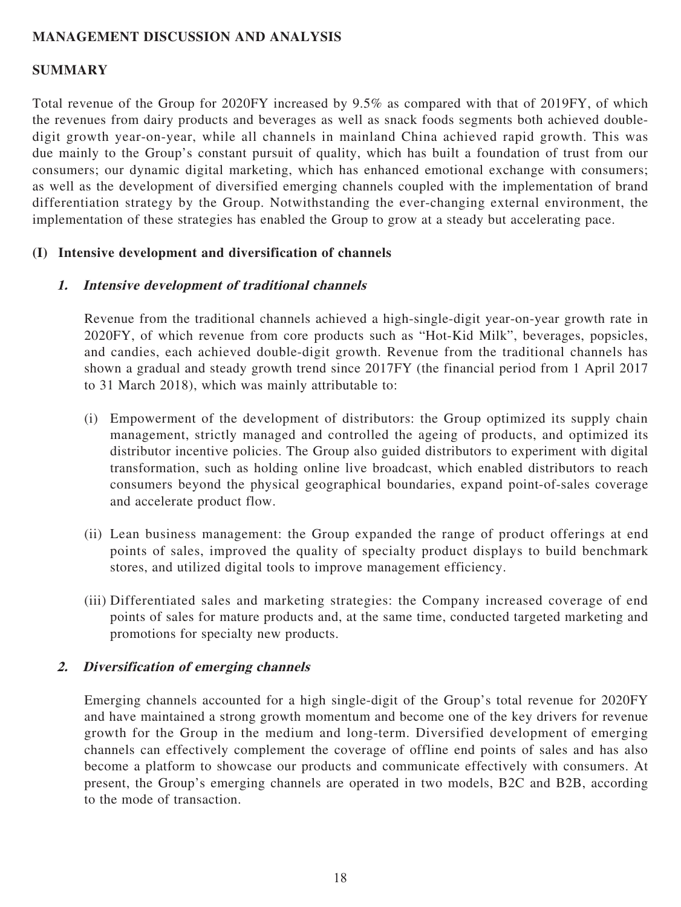## MANAGEMENT DISCUSSION AND ANALYSIS

### SUMMARY

Total revenue of the Group for 2020FY increased by 9.5% as compared with that of 2019FY, of which the revenues from dairy products and beverages as well as snack foods segments both achieved double-digit growth year-on-year, while all channels in mainland China achieved rapid growth. This was due mainly to the Group's constant pursuit of quality, which has built a foundation of trust from our consumers; our dynamic digital marketing, which has enhanced emotional exchange with consumers; as well as the development of diversified emerging channels coupled with the implementation of brand differentiation strategy by the Group. Notwithstanding the ever-changing external environment, the implementation of these strategies has enabled the Group to grow at a steady but accelerating pace.

### (I) Intensive development and diversification of channels

#### *1. Intensive development of traditional channels*

Revenue from the traditional channels achieved a high-single-digit year-on-year growth rate in 2020FY, of which revenue from core products such as "Hot-Kid Milk", beverages, popsicles, and candies, each achieved double-digit growth. Revenue from the traditional channels has shown a gradual and steady growth trend since 2017FY (the financial period from 1 April 2017 to 31 March 2018), which was mainly attributable to:

(i) Empowerment of the development of distributors: the Group optimized its supply chain management, strictly managed and controlled the ageing of products, and optimized its distributor incentive policies. The Group also guided distributors to experiment with digital transformation, such as holding online live broadcast, which enabled distributors to reach consumers beyond the physical geographical boundaries, expand point-of-sales coverage and accelerate product flow.

(ii) Lean business management: the Group expanded the range of product offerings at end points of sales, improved the quality of specialty product displays to build benchmark stores, and utilized digital tools to improve management efficiency.

(iii) Differentiated sales and marketing strategies: the Company increased coverage of end points of sales for mature products and, at the same time, conducted targeted marketing and promotions for specialty new products.

#### *2. Diversification of emerging channels*

Emerging channels accounted for a high single-digit of the Group's total revenue for 2020FY and have maintained a strong growth momentum and become one of the key drivers for revenue growth for the Group in the medium and long-term. Diversified development of emerging channels can effectively complement the coverage of offline end points of sales and has also become a platform to showcase our products and communicate effectively with consumers. At present, the Group's emerging channels are operated in two models, B2C and B2B, according to the mode of transaction.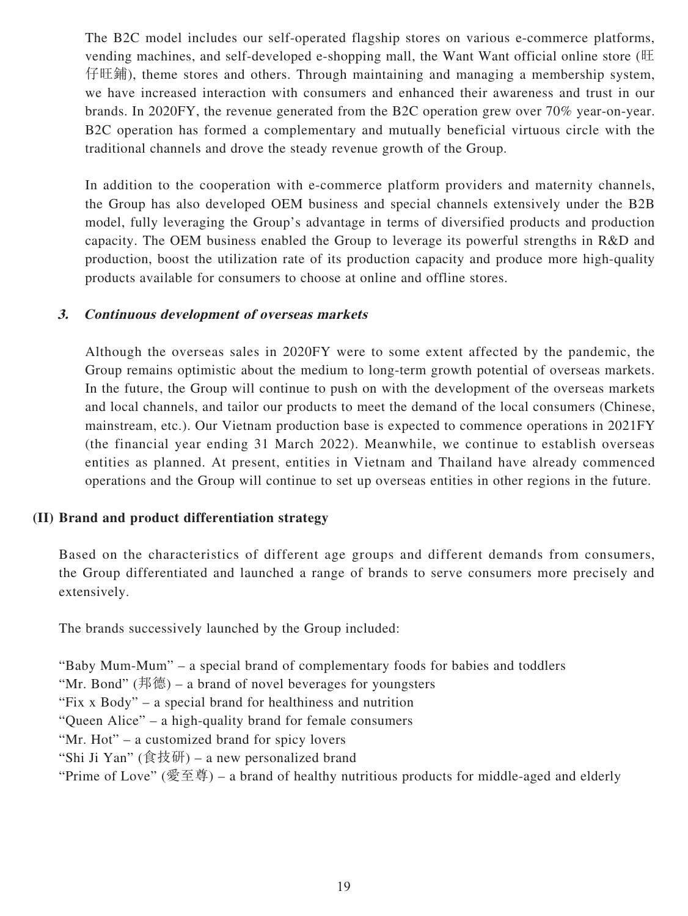The B2C model includes our self-operated flagship stores on various e-commerce platforms, vending machines, and self-developed e-shopping mall, the Want Want official online store (旺仔旺鋪), theme stores and others. Through maintaining and managing a membership system, we have increased interaction with consumers and enhanced their awareness and trust in our brands. In 2020FY, the revenue generated from the B2C operation grew over 70% year-on-year. B2C operation has formed a complementary and mutually beneficial virtuous circle with the traditional channels and drove the steady revenue growth of the Group.

In addition to the cooperation with e-commerce platform providers and maternity channels, the Group has also developed OEM business and special channels extensively under the B2B model, fully leveraging the Group's advantage in terms of diversified products and production capacity. The OEM business enabled the Group to leverage its powerful strengths in R&D and production, boost the utilization rate of its production capacity and produce more high-quality products available for consumers to choose at online and offline stores.

### 3. Continuous development of overseas markets

Although the overseas sales in 2020FY were to some extent affected by the pandemic, the Group remains optimistic about the medium to long-term growth potential of overseas markets. In the future, the Group will continue to push on with the development of the overseas markets and local channels, and tailor our products to meet the demand of the local consumers (Chinese, mainstream, etc.). Our Vietnam production base is expected to commence operations in 2021FY (the financial year ending 31 March 2022). Meanwhile, we continue to establish overseas entities as planned. At present, entities in Vietnam and Thailand have already commenced operations and the Group will continue to set up overseas entities in other regions in the future.

## (II) Brand and product differentiation strategy

Based on the characteristics of different age groups and different demands from consumers, the Group differentiated and launched a range of brands to serve consumers more precisely and extensively.

The brands successively launched by the Group included:

"Baby Mum-Mum" – a special brand of complementary foods for babies and toddlers
"Mr. Bond" (邦德) – a brand of novel beverages for youngsters
"Fix x Body" – a special brand for healthiness and nutrition
"Queen Alice" – a high-quality brand for female consumers
"Mr. Hot" – a customized brand for spicy lovers
"Shi Ji Yan" (食技研) – a new personalized brand
"Prime of Love" (愛至尊) – a brand of healthy nutritious products for middle-aged and elderly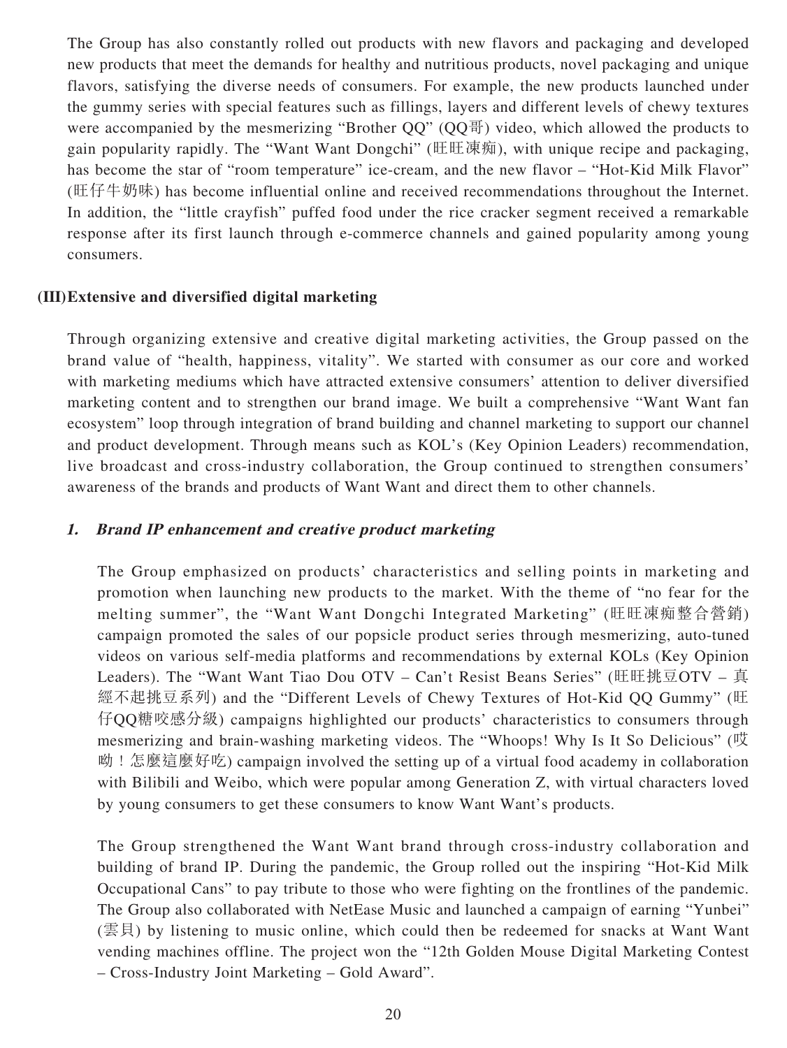The Group has also constantly rolled out products with new flavors and packaging and developed new products that meet the demands for healthy and nutritious products, novel packaging and unique flavors, satisfying the diverse needs of consumers. For example, the new products launched under the gummy series with special features such as fillings, layers and different levels of chewy textures were accompanied by the mesmerizing "Brother QQ" (QQ哥) video, which allowed the products to gain popularity rapidly. The "Want Want Dongchi" (旺旺凍痴), with unique recipe and packaging, has become the star of "room temperature" ice-cream, and the new flavor – "Hot-Kid Milk Flavor" (旺仔牛奶味) has become influential online and received recommendations throughout the Internet. In addition, the "little crayfish" puffed food under the rice cracker segment received a remarkable response after its first launch through e-commerce channels and gained popularity among young consumers.

## (III) Extensive and diversified digital marketing

Through organizing extensive and creative digital marketing activities, the Group passed on the brand value of "health, happiness, vitality". We started with consumer as our core and worked with marketing mediums which have attracted extensive consumers' attention to deliver diversified marketing content and to strengthen our brand image. We built a comprehensive "Want Want fan ecosystem" loop through integration of brand building and channel marketing to support our channel and product development. Through means such as KOL's (Key Opinion Leaders) recommendation, live broadcast and cross-industry collaboration, the Group continued to strengthen consumers' awareness of the brands and products of Want Want and direct them to other channels.

### *1. Brand IP enhancement and creative product marketing*

The Group emphasized on products' characteristics and selling points in marketing and promotion when launching new products to the market. With the theme of "no fear for the melting summer", the "Want Want Dongchi Integrated Marketing" (旺旺凍痴整合營銷) campaign promoted the sales of our popsicle product series through mesmerizing, auto-tuned videos on various self-media platforms and recommendations by external KOLs (Key Opinion Leaders). The "Want Want Tiao Dou OTV – Can't Resist Beans Series" (旺旺挑豆OTV – 真經不起挑豆系列) and the "Different Levels of Chewy Textures of Hot-Kid QQ Gummy" (旺仔QQ糖咬感分級) campaigns highlighted our products' characteristics to consumers through mesmerizing and brain-washing marketing videos. The "Whoops! Why Is It So Delicious" (哎呦！怎麼這麼好吃) campaign involved the setting up of a virtual food academy in collaboration with Bilibili and Weibo, which were popular among Generation Z, with virtual characters loved by young consumers to get these consumers to know Want Want's products.

The Group strengthened the Want Want brand through cross-industry collaboration and building of brand IP. During the pandemic, the Group rolled out the inspiring "Hot-Kid Milk Occupational Cans" to pay tribute to those who were fighting on the frontlines of the pandemic. The Group also collaborated with NetEase Music and launched a campaign of earning "Yunbei" (雲貝) by listening to music online, which could then be redeemed for snacks at Want Want vending machines offline. The project won the "12th Golden Mouse Digital Marketing Contest – Cross-Industry Joint Marketing – Gold Award".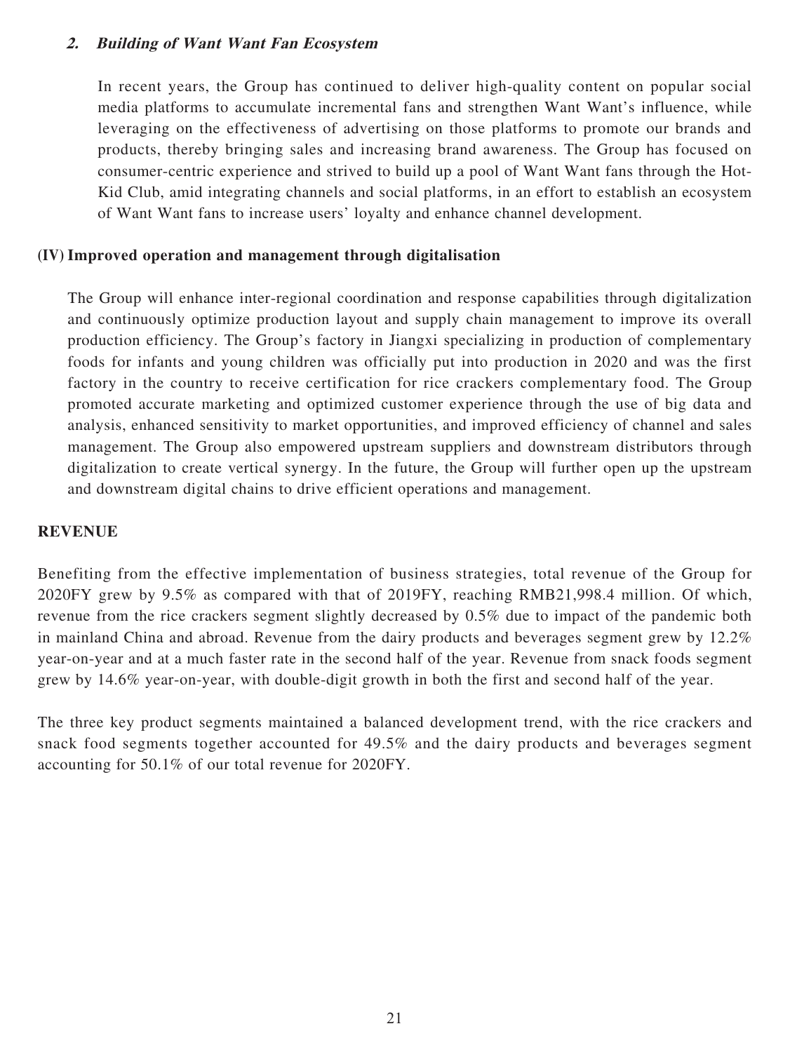### *2. Building of Want Want Fan Ecosystem*

In recent years, the Group has continued to deliver high-quality content on popular social media platforms to accumulate incremental fans and strengthen Want Want's influence, while leveraging on the effectiveness of advertising on those platforms to promote our brands and products, thereby bringing sales and increasing brand awareness. The Group has focused on consumer-centric experience and strived to build up a pool of Want Want fans through the Hot-Kid Club, amid integrating channels and social platforms, in an effort to establish an ecosystem of Want Want fans to increase users' loyalty and enhance channel development.

## (IV) Improved operation and management through digitalisation

The Group will enhance inter-regional coordination and response capabilities through digitalization and continuously optimize production layout and supply chain management to improve its overall production efficiency. The Group's factory in Jiangxi specializing in production of complementary foods for infants and young children was officially put into production in 2020 and was the first factory in the country to receive certification for rice crackers complementary food. The Group promoted accurate marketing and optimized customer experience through the use of big data and analysis, enhanced sensitivity to market opportunities, and improved efficiency of channel and sales management. The Group also empowered upstream suppliers and downstream distributors through digitalization to create vertical synergy. In the future, the Group will further open up the upstream and downstream digital chains to drive efficient operations and management.

## REVENUE

Benefiting from the effective implementation of business strategies, total revenue of the Group for 2020FY grew by 9.5% as compared with that of 2019FY, reaching RMB21,998.4 million. Of which, revenue from the rice crackers segment slightly decreased by 0.5% due to impact of the pandemic both in mainland China and abroad. Revenue from the dairy products and beverages segment grew by 12.2% year-on-year and at a much faster rate in the second half of the year. Revenue from snack foods segment grew by 14.6% year-on-year, with double-digit growth in both the first and second half of the year.

The three key product segments maintained a balanced development trend, with the rice crackers and snack food segments together accounted for 49.5% and the dairy products and beverages segment accounting for 50.1% of our total revenue for 2020FY.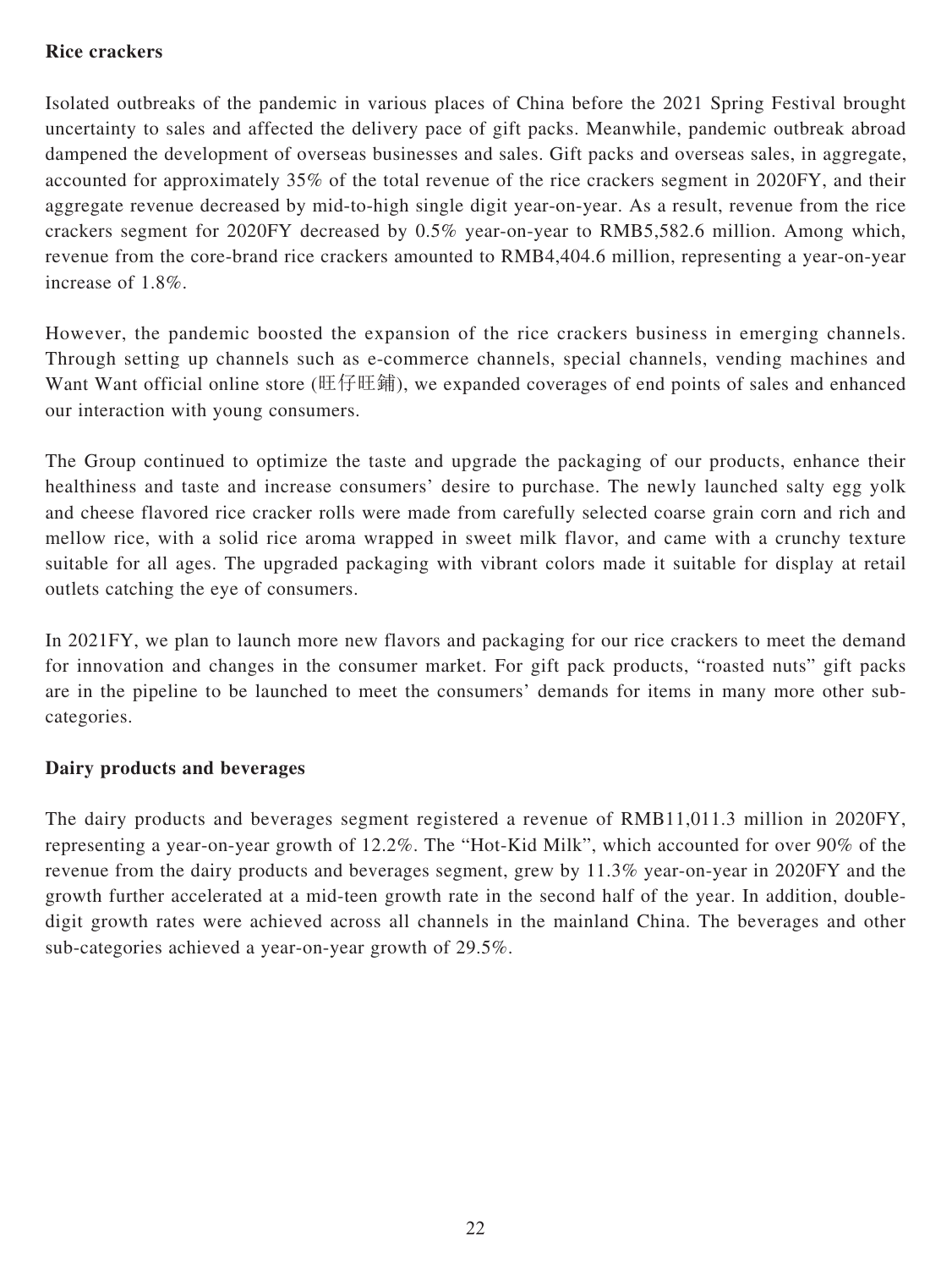**Rice crackers**

Isolated outbreaks of the pandemic in various places of China before the 2021 Spring Festival brought uncertainty to sales and affected the delivery pace of gift packs. Meanwhile, pandemic outbreak abroad dampened the development of overseas businesses and sales. Gift packs and overseas sales, in aggregate, accounted for approximately 35% of the total revenue of the rice crackers segment in 2020FY, and their aggregate revenue decreased by mid-to-high single digit year-on-year. As a result, revenue from the rice crackers segment for 2020FY decreased by 0.5% year-on-year to RMB5,582.6 million. Among which, revenue from the core-brand rice crackers amounted to RMB4,404.6 million, representing a year-on-year increase of 1.8%.

However, the pandemic boosted the expansion of the rice crackers business in emerging channels. Through setting up channels such as e-commerce channels, special channels, vending machines and Want Want official online store (旺仔旺鋪), we expanded coverages of end points of sales and enhanced our interaction with young consumers.

The Group continued to optimize the taste and upgrade the packaging of our products, enhance their healthiness and taste and increase consumers' desire to purchase. The newly launched salty egg yolk and cheese flavored rice cracker rolls were made from carefully selected coarse grain corn and rich and mellow rice, with a solid rice aroma wrapped in sweet milk flavor, and came with a crunchy texture suitable for all ages. The upgraded packaging with vibrant colors made it suitable for display at retail outlets catching the eye of consumers.

In 2021FY, we plan to launch more new flavors and packaging for our rice crackers to meet the demand for innovation and changes in the consumer market. For gift pack products, "roasted nuts" gift packs are in the pipeline to be launched to meet the consumers' demands for items in many more other sub-categories.

**Dairy products and beverages**

The dairy products and beverages segment registered a revenue of RMB11,011.3 million in 2020FY, representing a year-on-year growth of 12.2%. The "Hot-Kid Milk", which accounted for over 90% of the revenue from the dairy products and beverages segment, grew by 11.3% year-on-year in 2020FY and the growth further accelerated at a mid-teen growth rate in the second half of the year. In addition, double-digit growth rates were achieved across all channels in the mainland China. The beverages and other sub-categories achieved a year-on-year growth of 29.5%.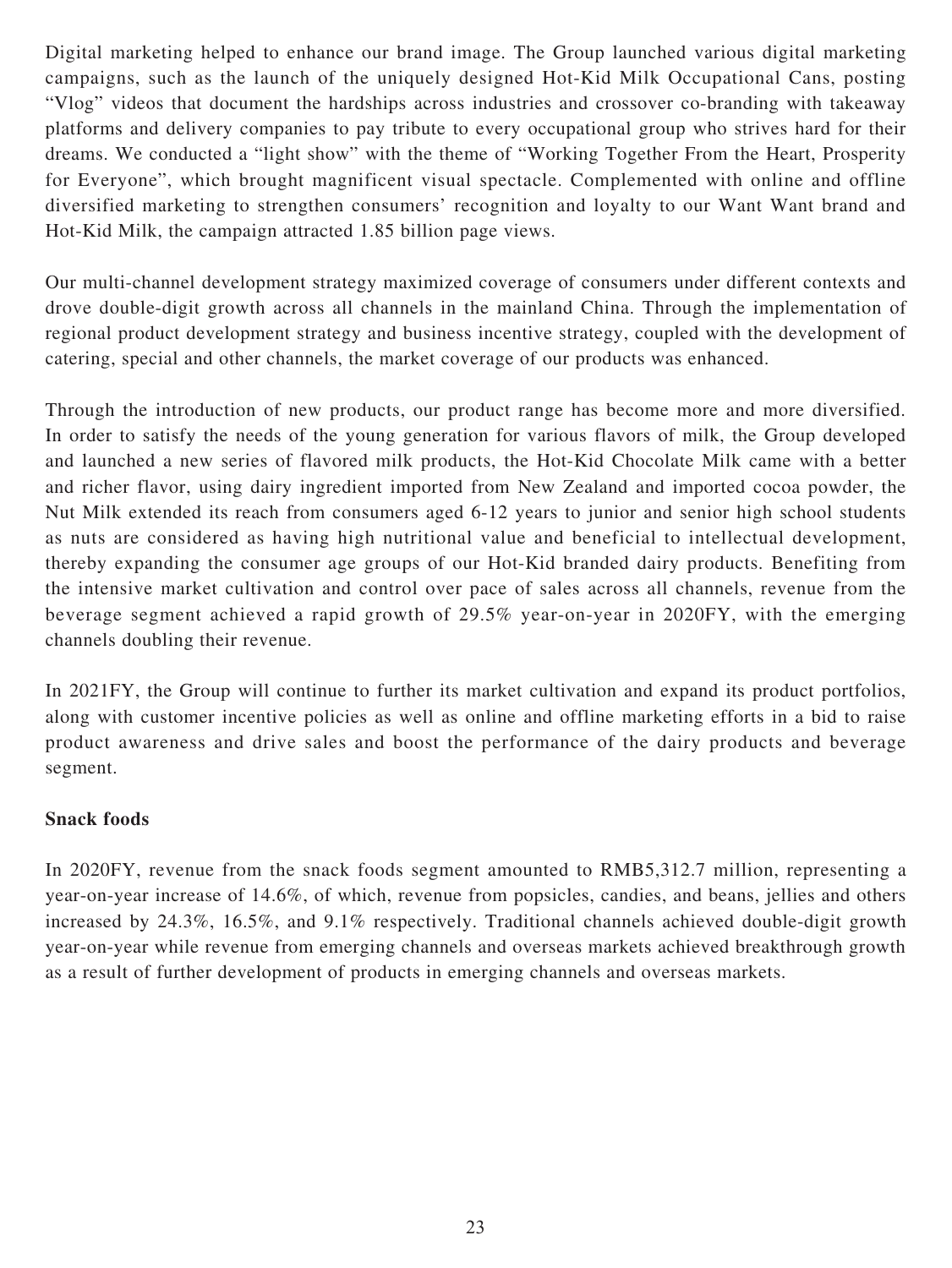Digital marketing helped to enhance our brand image. The Group launched various digital marketing campaigns, such as the launch of the uniquely designed Hot-Kid Milk Occupational Cans, posting "Vlog" videos that document the hardships across industries and crossover co-branding with takeaway platforms and delivery companies to pay tribute to every occupational group who strives hard for their dreams. We conducted a "light show" with the theme of "Working Together From the Heart, Prosperity for Everyone", which brought magnificent visual spectacle. Complemented with online and offline diversified marketing to strengthen consumers' recognition and loyalty to our Want Want brand and Hot-Kid Milk, the campaign attracted 1.85 billion page views.

Our multi-channel development strategy maximized coverage of consumers under different contexts and drove double-digit growth across all channels in the mainland China. Through the implementation of regional product development strategy and business incentive strategy, coupled with the development of catering, special and other channels, the market coverage of our products was enhanced.

Through the introduction of new products, our product range has become more and more diversified. In order to satisfy the needs of the young generation for various flavors of milk, the Group developed and launched a new series of flavored milk products, the Hot-Kid Chocolate Milk came with a better and richer flavor, using dairy ingredient imported from New Zealand and imported cocoa powder, the Nut Milk extended its reach from consumers aged 6-12 years to junior and senior high school students as nuts are considered as having high nutritional value and beneficial to intellectual development, thereby expanding the consumer age groups of our Hot-Kid branded dairy products. Benefiting from the intensive market cultivation and control over pace of sales across all channels, revenue from the beverage segment achieved a rapid growth of 29.5% year-on-year in 2020FY, with the emerging channels doubling their revenue.

In 2021FY, the Group will continue to further its market cultivation and expand its product portfolios, along with customer incentive policies as well as online and offline marketing efforts in a bid to raise product awareness and drive sales and boost the performance of the dairy products and beverage segment.

**Snack foods**

In 2020FY, revenue from the snack foods segment amounted to RMB5,312.7 million, representing a year-on-year increase of 14.6%, of which, revenue from popsicles, candies, and beans, jellies and others increased by 24.3%, 16.5%, and 9.1% respectively. Traditional channels achieved double-digit growth year-on-year while revenue from emerging channels and overseas markets achieved breakthrough growth as a result of further development of products in emerging channels and overseas markets.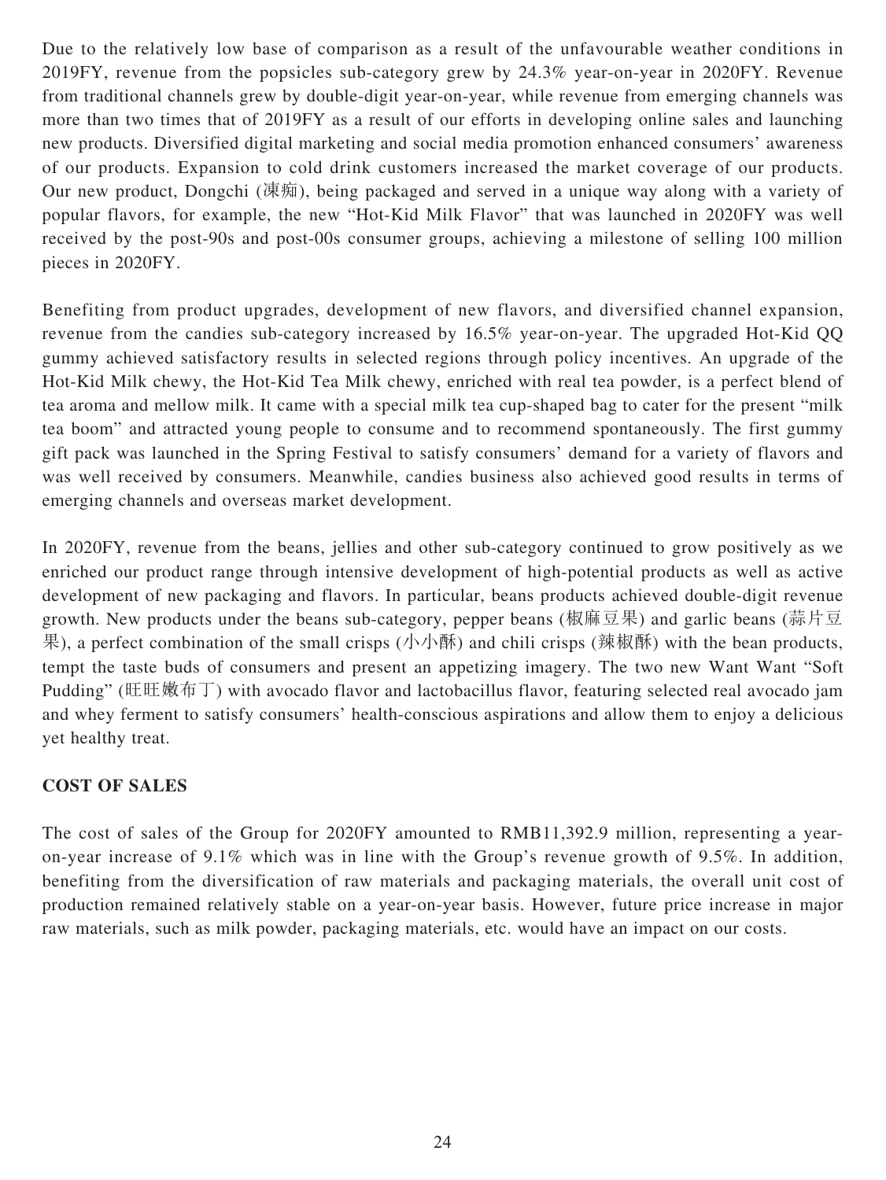Due to the relatively low base of comparison as a result of the unfavourable weather conditions in 2019FY, revenue from the popsicles sub-category grew by 24.3% year-on-year in 2020FY. Revenue from traditional channels grew by double-digit year-on-year, while revenue from emerging channels was more than two times that of 2019FY as a result of our efforts in developing online sales and launching new products. Diversified digital marketing and social media promotion enhanced consumers' awareness of our products. Expansion to cold drink customers increased the market coverage of our products. Our new product, Dongchi (凍痴), being packaged and served in a unique way along with a variety of popular flavors, for example, the new "Hot-Kid Milk Flavor" that was launched in 2020FY was well received by the post-90s and post-00s consumer groups, achieving a milestone of selling 100 million pieces in 2020FY.

Benefiting from product upgrades, development of new flavors, and diversified channel expansion, revenue from the candies sub-category increased by 16.5% year-on-year. The upgraded Hot-Kid QQ gummy achieved satisfactory results in selected regions through policy incentives. An upgrade of the Hot-Kid Milk chewy, the Hot-Kid Tea Milk chewy, enriched with real tea powder, is a perfect blend of tea aroma and mellow milk. It came with a special milk tea cup-shaped bag to cater for the present "milk tea boom" and attracted young people to consume and to recommend spontaneously. The first gummy gift pack was launched in the Spring Festival to satisfy consumers' demand for a variety of flavors and was well received by consumers. Meanwhile, candies business also achieved good results in terms of emerging channels and overseas market development.

In 2020FY, revenue from the beans, jellies and other sub-category continued to grow positively as we enriched our product range through intensive development of high-potential products as well as active development of new packaging and flavors. In particular, beans products achieved double-digit revenue growth. New products under the beans sub-category, pepper beans (椒麻豆果) and garlic beans (蒜片豆果), a perfect combination of the small crisps (小小酥) and chili crisps (辣椒酥) with the bean products, tempt the taste buds of consumers and present an appetizing imagery. The two new Want Want "Soft Pudding" (旺旺嫩布丁) with avocado flavor and lactobacillus flavor, featuring selected real avocado jam and whey ferment to satisfy consumers' health-conscious aspirations and allow them to enjoy a delicious yet healthy treat.

## COST OF SALES

The cost of sales of the Group for 2020FY amounted to RMB11,392.9 million, representing a year-on-year increase of 9.1% which was in line with the Group's revenue growth of 9.5%. In addition, benefiting from the diversification of raw materials and packaging materials, the overall unit cost of production remained relatively stable on a year-on-year basis. However, future price increase in major raw materials, such as milk powder, packaging materials, etc. would have an impact on our costs.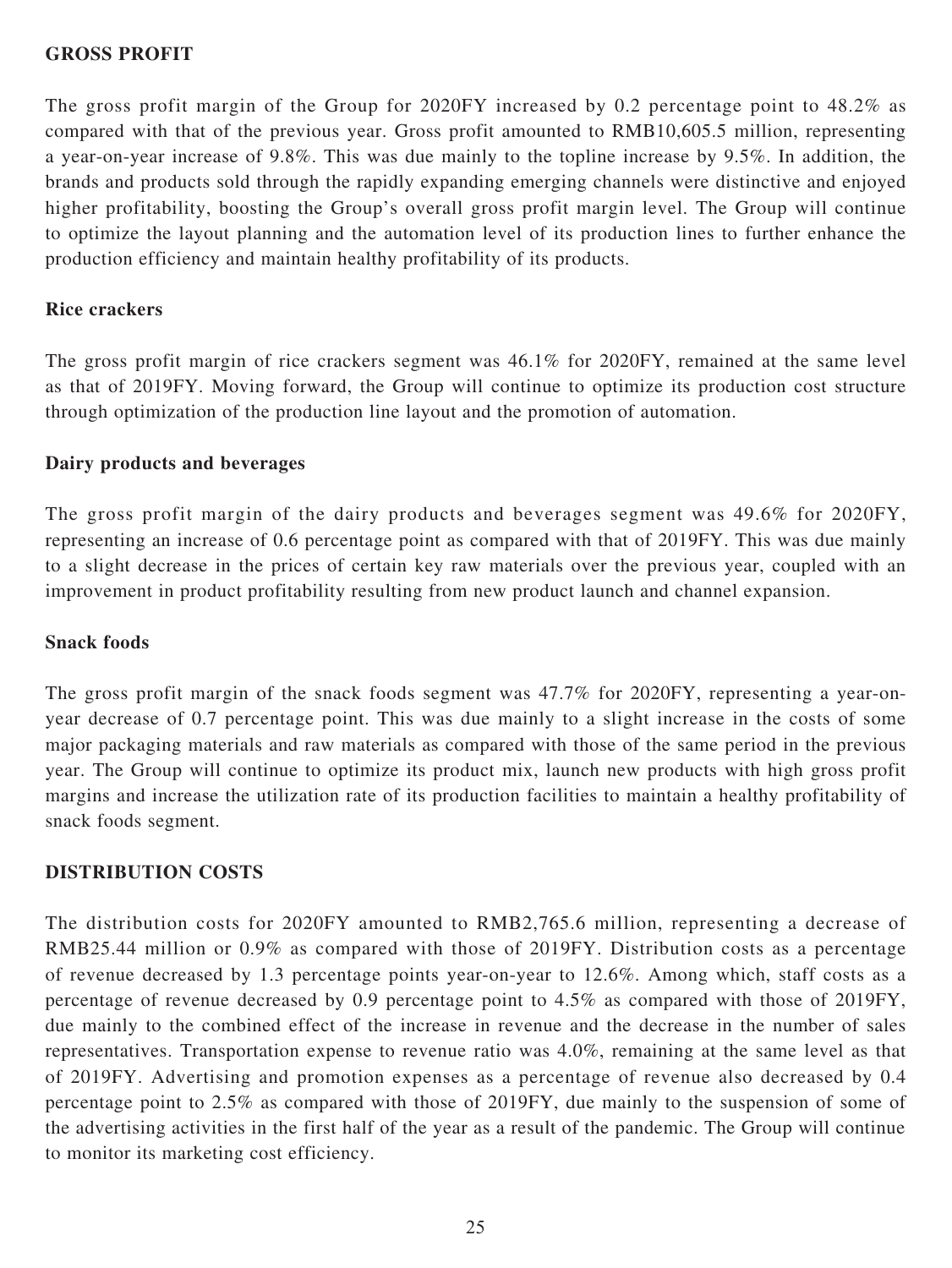## GROSS PROFIT

The gross profit margin of the Group for 2020FY increased by 0.2 percentage point to 48.2% as compared with that of the previous year. Gross profit amounted to RMB10,605.5 million, representing a year-on-year increase of 9.8%. This was due mainly to the topline increase by 9.5%. In addition, the brands and products sold through the rapidly expanding emerging channels were distinctive and enjoyed higher profitability, boosting the Group's overall gross profit margin level. The Group will continue to optimize the layout planning and the automation level of its production lines to further enhance the production efficiency and maintain healthy profitability of its products.

### Rice crackers

The gross profit margin of rice crackers segment was 46.1% for 2020FY, remained at the same level as that of 2019FY. Moving forward, the Group will continue to optimize its production cost structure through optimization of the production line layout and the promotion of automation.

### Dairy products and beverages

The gross profit margin of the dairy products and beverages segment was 49.6% for 2020FY, representing an increase of 0.6 percentage point as compared with that of 2019FY. This was due mainly to a slight decrease in the prices of certain key raw materials over the previous year, coupled with an improvement in product profitability resulting from new product launch and channel expansion.

### Snack foods

The gross profit margin of the snack foods segment was 47.7% for 2020FY, representing a year-on-year decrease of 0.7 percentage point. This was due mainly to a slight increase in the costs of some major packaging materials and raw materials as compared with those of the same period in the previous year. The Group will continue to optimize its product mix, launch new products with high gross profit margins and increase the utilization rate of its production facilities to maintain a healthy profitability of snack foods segment.

## DISTRIBUTION COSTS

The distribution costs for 2020FY amounted to RMB2,765.6 million, representing a decrease of RMB25.44 million or 0.9% as compared with those of 2019FY. Distribution costs as a percentage of revenue decreased by 1.3 percentage points year-on-year to 12.6%. Among which, staff costs as a percentage of revenue decreased by 0.9 percentage point to 4.5% as compared with those of 2019FY, due mainly to the combined effect of the increase in revenue and the decrease in the number of sales representatives. Transportation expense to revenue ratio was 4.0%, remaining at the same level as that of 2019FY. Advertising and promotion expenses as a percentage of revenue also decreased by 0.4 percentage point to 2.5% as compared with those of 2019FY, due mainly to the suspension of some of the advertising activities in the first half of the year as a result of the pandemic. The Group will continue to monitor its marketing cost efficiency.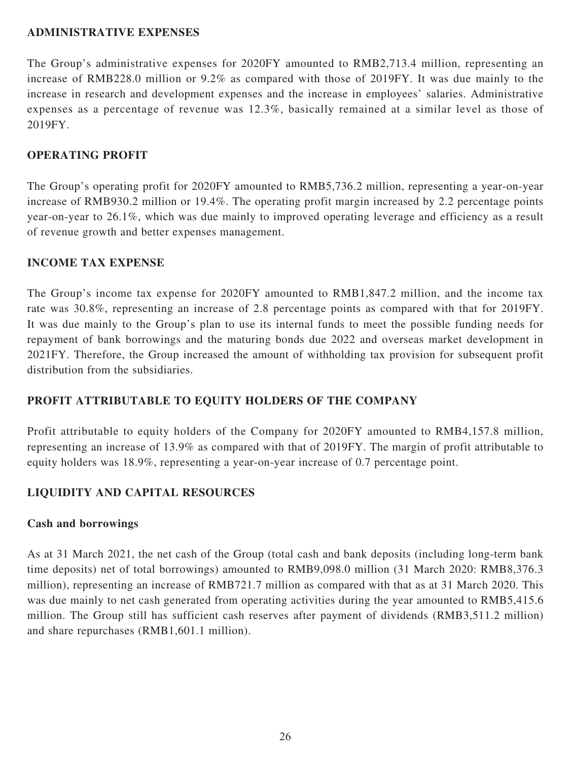## ADMINISTRATIVE EXPENSES

The Group's administrative expenses for 2020FY amounted to RMB2,713.4 million, representing an increase of RMB228.0 million or 9.2% as compared with those of 2019FY. It was due mainly to the increase in research and development expenses and the increase in employees' salaries. Administrative expenses as a percentage of revenue was 12.3%, basically remained at a similar level as those of 2019FY.

## OPERATING PROFIT

The Group's operating profit for 2020FY amounted to RMB5,736.2 million, representing a year-on-year increase of RMB930.2 million or 19.4%. The operating profit margin increased by 2.2 percentage points year-on-year to 26.1%, which was due mainly to improved operating leverage and efficiency as a result of revenue growth and better expenses management.

## INCOME TAX EXPENSE

The Group's income tax expense for 2020FY amounted to RMB1,847.2 million, and the income tax rate was 30.8%, representing an increase of 2.8 percentage points as compared with that for 2019FY. It was due mainly to the Group's plan to use its internal funds to meet the possible funding needs for repayment of bank borrowings and the maturing bonds due 2022 and overseas market development in 2021FY. Therefore, the Group increased the amount of withholding tax provision for subsequent profit distribution from the subsidiaries.

## PROFIT ATTRIBUTABLE TO EQUITY HOLDERS OF THE COMPANY

Profit attributable to equity holders of the Company for 2020FY amounted to RMB4,157.8 million, representing an increase of 13.9% as compared with that of 2019FY. The margin of profit attributable to equity holders was 18.9%, representing a year-on-year increase of 0.7 percentage point.

## LIQUIDITY AND CAPITAL RESOURCES

### Cash and borrowings

As at 31 March 2021, the net cash of the Group (total cash and bank deposits (including long-term bank time deposits) net of total borrowings) amounted to RMB9,098.0 million (31 March 2020: RMB8,376.3 million), representing an increase of RMB721.7 million as compared with that as at 31 March 2020. This was due mainly to net cash generated from operating activities during the year amounted to RMB5,415.6 million. The Group still has sufficient cash reserves after payment of dividends (RMB3,511.2 million) and share repurchases (RMB1,601.1 million).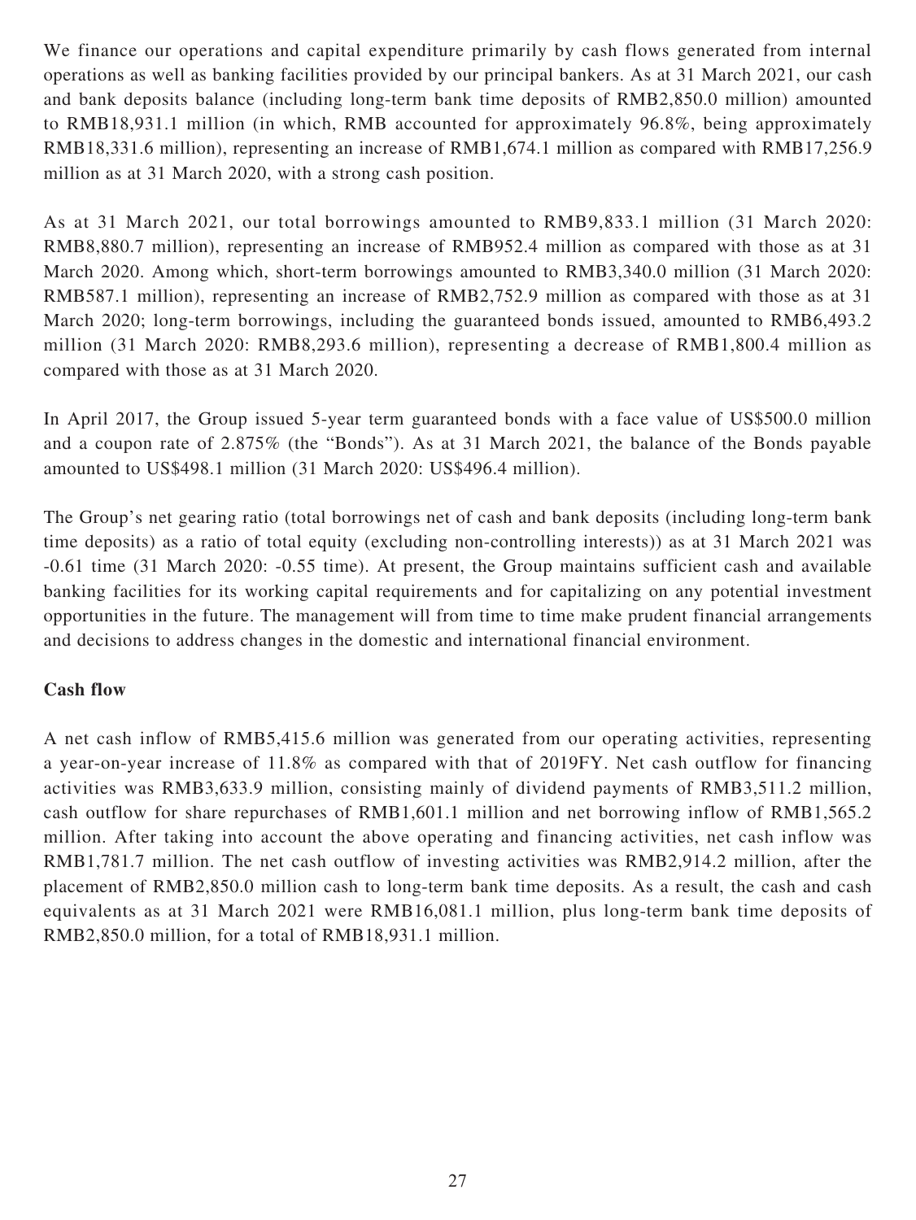We finance our operations and capital expenditure primarily by cash flows generated from internal operations as well as banking facilities provided by our principal bankers. As at 31 March 2021, our cash and bank deposits balance (including long-term bank time deposits of RMB2,850.0 million) amounted to RMB18,931.1 million (in which, RMB accounted for approximately 96.8%, being approximately RMB18,331.6 million), representing an increase of RMB1,674.1 million as compared with RMB17,256.9 million as at 31 March 2020, with a strong cash position.

As at 31 March 2021, our total borrowings amounted to RMB9,833.1 million (31 March 2020: RMB8,880.7 million), representing an increase of RMB952.4 million as compared with those as at 31 March 2020. Among which, short-term borrowings amounted to RMB3,340.0 million (31 March 2020: RMB587.1 million), representing an increase of RMB2,752.9 million as compared with those as at 31 March 2020; long-term borrowings, including the guaranteed bonds issued, amounted to RMB6,493.2 million (31 March 2020: RMB8,293.6 million), representing a decrease of RMB1,800.4 million as compared with those as at 31 March 2020.

In April 2017, the Group issued 5-year term guaranteed bonds with a face value of US$500.0 million and a coupon rate of 2.875% (the "Bonds"). As at 31 March 2021, the balance of the Bonds payable amounted to US$498.1 million (31 March 2020: US$496.4 million).

The Group's net gearing ratio (total borrowings net of cash and bank deposits (including long-term bank time deposits) as a ratio of total equity (excluding non-controlling interests)) as at 31 March 2021 was -0.61 time (31 March 2020: -0.55 time). At present, the Group maintains sufficient cash and available banking facilities for its working capital requirements and for capitalizing on any potential investment opportunities in the future. The management will from time to time make prudent financial arrangements and decisions to address changes in the domestic and international financial environment.

**Cash flow**

A net cash inflow of RMB5,415.6 million was generated from our operating activities, representing a year-on-year increase of 11.8% as compared with that of 2019FY. Net cash outflow for financing activities was RMB3,633.9 million, consisting mainly of dividend payments of RMB3,511.2 million, cash outflow for share repurchases of RMB1,601.1 million and net borrowing inflow of RMB1,565.2 million. After taking into account the above operating and financing activities, net cash inflow was RMB1,781.7 million. The net cash outflow of investing activities was RMB2,914.2 million, after the placement of RMB2,850.0 million cash to long-term bank time deposits. As a result, the cash and cash equivalents as at 31 March 2021 were RMB16,081.1 million, plus long-term bank time deposits of RMB2,850.0 million, for a total of RMB18,931.1 million.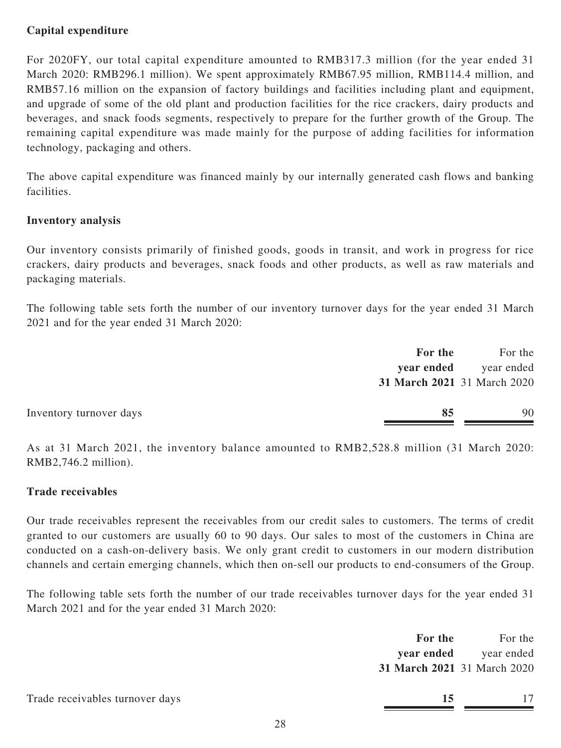**Capital expenditure**

For 2020FY, our total capital expenditure amounted to RMB317.3 million (for the year ended 31 March 2020: RMB296.1 million). We spent approximately RMB67.95 million, RMB114.4 million, and RMB57.16 million on the expansion of factory buildings and facilities including plant and equipment, and upgrade of some of the old plant and production facilities for the rice crackers, dairy products and beverages, and snack foods segments, respectively to prepare for the further growth of the Group. The remaining capital expenditure was made mainly for the purpose of adding facilities for information technology, packaging and others.

The above capital expenditure was financed mainly by our internally generated cash flows and banking facilities.

**Inventory analysis**

Our inventory consists primarily of finished goods, goods in transit, and work in progress for rice crackers, dairy products and beverages, snack foods and other products, as well as raw materials and packaging materials.

The following table sets forth the number of our inventory turnover days for the year ended 31 March 2021 and for the year ended 31 March 2020:

| | **For the year ended 31 March 2021** | For the year ended 31 March 2020 |
|---|---|---|
| Inventory turnover days | **85** | 90 |

As at 31 March 2021, the inventory balance amounted to RMB2,528.8 million (31 March 2020: RMB2,746.2 million).

**Trade receivables**

Our trade receivables represent the receivables from our credit sales to customers. The terms of credit granted to our customers are usually 60 to 90 days. Our sales to most of the customers in China are conducted on a cash-on-delivery basis. We only grant credit to customers in our modern distribution channels and certain emerging channels, which then on-sell our products to end-consumers of the Group.

The following table sets forth the number of our trade receivables turnover days for the year ended 31 March 2021 and for the year ended 31 March 2020:

| | **For the year ended 31 March 2021** | For the year ended 31 March 2020 |
|---|---|---|
| Trade receivables turnover days | **15** | 17 |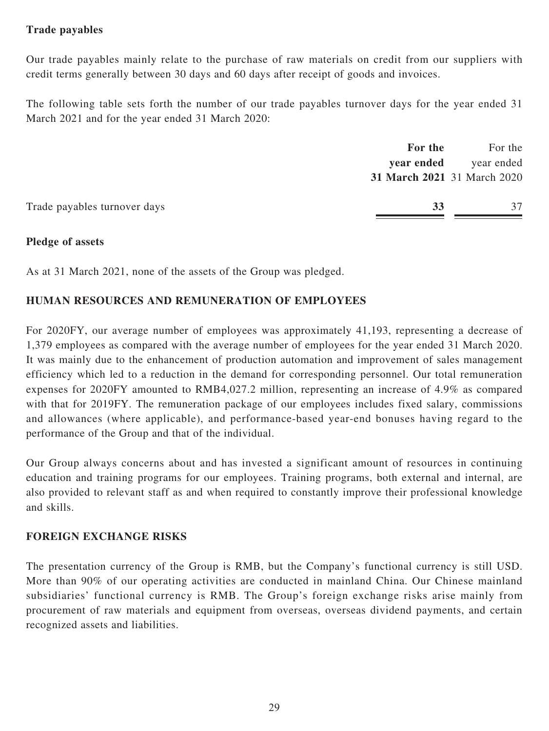**Trade payables**

Our trade payables mainly relate to the purchase of raw materials on credit from our suppliers with credit terms generally between 30 days and 60 days after receipt of goods and invoices.

The following table sets forth the number of our trade payables turnover days for the year ended 31 March 2021 and for the year ended 31 March 2020:

| | **For the year ended 31 March 2021** | For the year ended 31 March 2020 |
|---|---|---|
| Trade payables turnover days | **33** | 37 |

**Pledge of assets**

As at 31 March 2021, none of the assets of the Group was pledged.

## HUMAN RESOURCES AND REMUNERATION OF EMPLOYEES

For 2020FY, our average number of employees was approximately 41,193, representing a decrease of 1,379 employees as compared with the average number of employees for the year ended 31 March 2020. It was mainly due to the enhancement of production automation and improvement of sales management efficiency which led to a reduction in the demand for corresponding personnel. Our total remuneration expenses for 2020FY amounted to RMB4,027.2 million, representing an increase of 4.9% as compared with that for 2019FY. The remuneration package of our employees includes fixed salary, commissions and allowances (where applicable), and performance-based year-end bonuses having regard to the performance of the Group and that of the individual.

Our Group always concerns about and has invested a significant amount of resources in continuing education and training programs for our employees. Training programs, both external and internal, are also provided to relevant staff as and when required to constantly improve their professional knowledge and skills.

## FOREIGN EXCHANGE RISKS

The presentation currency of the Group is RMB, but the Company's functional currency is still USD. More than 90% of our operating activities are conducted in mainland China. Our Chinese mainland subsidiaries' functional currency is RMB. The Group's foreign exchange risks arise mainly from procurement of raw materials and equipment from overseas, overseas dividend payments, and certain recognized assets and liabilities.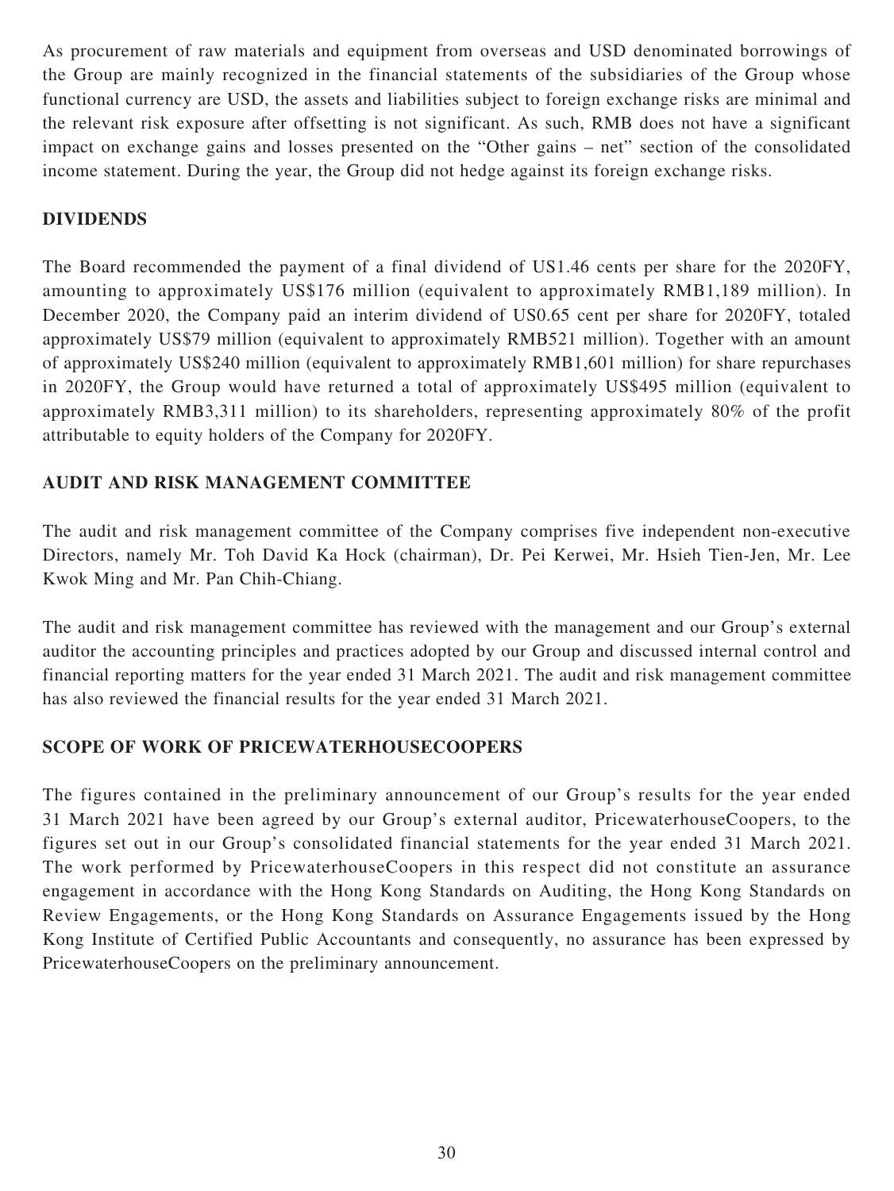As procurement of raw materials and equipment from overseas and USD denominated borrowings of the Group are mainly recognized in the financial statements of the subsidiaries of the Group whose functional currency are USD, the assets and liabilities subject to foreign exchange risks are minimal and the relevant risk exposure after offsetting is not significant. As such, RMB does not have a significant impact on exchange gains and losses presented on the "Other gains – net" section of the consolidated income statement. During the year, the Group did not hedge against its foreign exchange risks.

## DIVIDENDS

The Board recommended the payment of a final dividend of US1.46 cents per share for the 2020FY, amounting to approximately US$176 million (equivalent to approximately RMB1,189 million). In December 2020, the Company paid an interim dividend of US0.65 cent per share for 2020FY, totaled approximately US$79 million (equivalent to approximately RMB521 million). Together with an amount of approximately US$240 million (equivalent to approximately RMB1,601 million) for share repurchases in 2020FY, the Group would have returned a total of approximately US$495 million (equivalent to approximately RMB3,311 million) to its shareholders, representing approximately 80% of the profit attributable to equity holders of the Company for 2020FY.

## AUDIT AND RISK MANAGEMENT COMMITTEE

The audit and risk management committee of the Company comprises five independent non-executive Directors, namely Mr. Toh David Ka Hock (chairman), Dr. Pei Kerwei, Mr. Hsieh Tien-Jen, Mr. Lee Kwok Ming and Mr. Pan Chih-Chiang.

The audit and risk management committee has reviewed with the management and our Group's external auditor the accounting principles and practices adopted by our Group and discussed internal control and financial reporting matters for the year ended 31 March 2021. The audit and risk management committee has also reviewed the financial results for the year ended 31 March 2021.

## SCOPE OF WORK OF PRICEWATERHOUSECOOPERS

The figures contained in the preliminary announcement of our Group's results for the year ended 31 March 2021 have been agreed by our Group's external auditor, PricewaterhouseCoopers, to the figures set out in our Group's consolidated financial statements for the year ended 31 March 2021. The work performed by PricewaterhouseCoopers in this respect did not constitute an assurance engagement in accordance with the Hong Kong Standards on Auditing, the Hong Kong Standards on Review Engagements, or the Hong Kong Standards on Assurance Engagements issued by the Hong Kong Institute of Certified Public Accountants and consequently, no assurance has been expressed by PricewaterhouseCoopers on the preliminary announcement.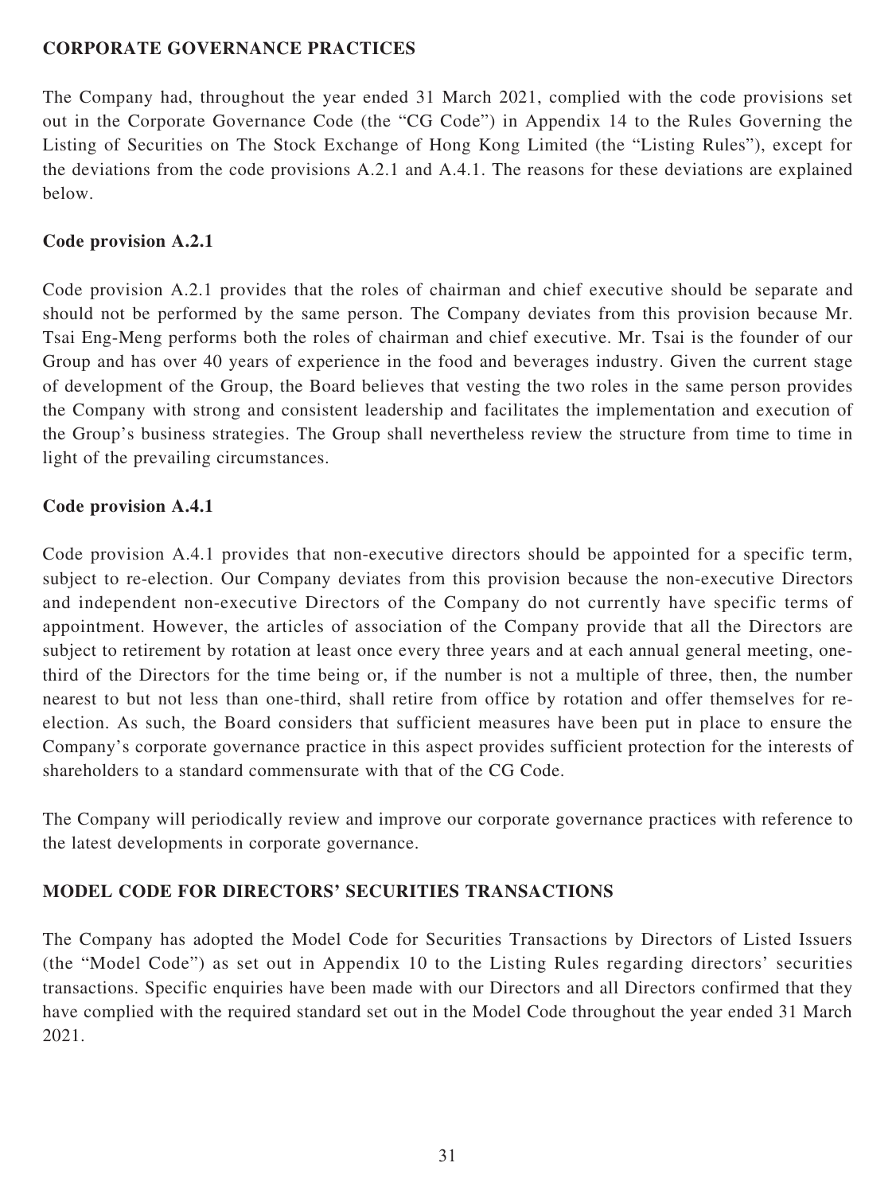## CORPORATE GOVERNANCE PRACTICES

The Company had, throughout the year ended 31 March 2021, complied with the code provisions set out in the Corporate Governance Code (the "CG Code") in Appendix 14 to the Rules Governing the Listing of Securities on The Stock Exchange of Hong Kong Limited (the "Listing Rules"), except for the deviations from the code provisions A.2.1 and A.4.1. The reasons for these deviations are explained below.

### Code provision A.2.1

Code provision A.2.1 provides that the roles of chairman and chief executive should be separate and should not be performed by the same person. The Company deviates from this provision because Mr. Tsai Eng-Meng performs both the roles of chairman and chief executive. Mr. Tsai is the founder of our Group and has over 40 years of experience in the food and beverages industry. Given the current stage of development of the Group, the Board believes that vesting the two roles in the same person provides the Company with strong and consistent leadership and facilitates the implementation and execution of the Group's business strategies. The Group shall nevertheless review the structure from time to time in light of the prevailing circumstances.

### Code provision A.4.1

Code provision A.4.1 provides that non-executive directors should be appointed for a specific term, subject to re-election. Our Company deviates from this provision because the non-executive Directors and independent non-executive Directors of the Company do not currently have specific terms of appointment. However, the articles of association of the Company provide that all the Directors are subject to retirement by rotation at least once every three years and at each annual general meeting, one-third of the Directors for the time being or, if the number is not a multiple of three, then, the number nearest to but not less than one-third, shall retire from office by rotation and offer themselves for re-election. As such, the Board considers that sufficient measures have been put in place to ensure the Company's corporate governance practice in this aspect provides sufficient protection for the interests of shareholders to a standard commensurate with that of the CG Code.

The Company will periodically review and improve our corporate governance practices with reference to the latest developments in corporate governance.

## MODEL CODE FOR DIRECTORS' SECURITIES TRANSACTIONS

The Company has adopted the Model Code for Securities Transactions by Directors of Listed Issuers (the "Model Code") as set out in Appendix 10 to the Listing Rules regarding directors' securities transactions. Specific enquiries have been made with our Directors and all Directors confirmed that they have complied with the required standard set out in the Model Code throughout the year ended 31 March 2021.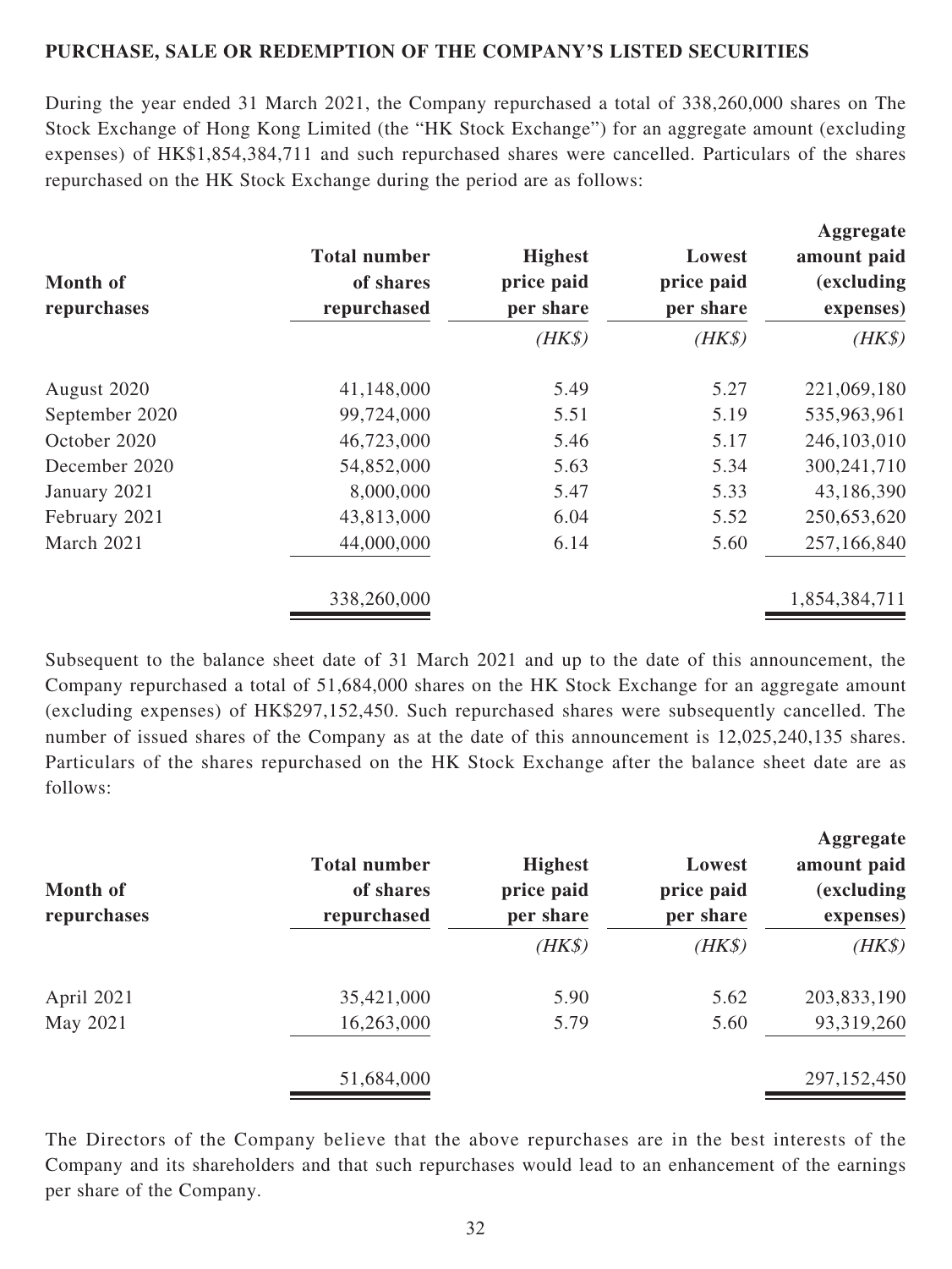**PURCHASE, SALE OR REDEMPTION OF THE COMPANY'S LISTED SECURITIES**

During the year ended 31 March 2021, the Company repurchased a total of 338,260,000 shares on The Stock Exchange of Hong Kong Limited (the "HK Stock Exchange") for an aggregate amount (excluding expenses) of HK$1,854,384,711 and such repurchased shares were cancelled. Particulars of the shares repurchased on the HK Stock Exchange during the period are as follows:

| Month of repurchases | Total number of shares repurchased | Highest price paid per share | Lowest price paid per share | Aggregate amount paid (excluding expenses) |
|---|---|---|---|---|
| | | *(HK$)* | *(HK$)* | *(HK$)* |
| August 2020 | 41,148,000 | 5.49 | 5.27 | 221,069,180 |
| September 2020 | 99,724,000 | 5.51 | 5.19 | 535,963,961 |
| October 2020 | 46,723,000 | 5.46 | 5.17 | 246,103,010 |
| December 2020 | 54,852,000 | 5.63 | 5.34 | 300,241,710 |
| January 2021 | 8,000,000 | 5.47 | 5.33 | 43,186,390 |
| February 2021 | 43,813,000 | 6.04 | 5.52 | 250,653,620 |
| March 2021 | 44,000,000 | 6.14 | 5.60 | 257,166,840 |
| | 338,260,000 | | | 1,854,384,711 |

Subsequent to the balance sheet date of 31 March 2021 and up to the date of this announcement, the Company repurchased a total of 51,684,000 shares on the HK Stock Exchange for an aggregate amount (excluding expenses) of HK$297,152,450. Such repurchased shares were subsequently cancelled. The number of issued shares of the Company as at the date of this announcement is 12,025,240,135 shares. Particulars of the shares repurchased on the HK Stock Exchange after the balance sheet date are as follows:

| Month of repurchases | Total number of shares repurchased | Highest price paid per share | Lowest price paid per share | Aggregate amount paid (excluding expenses) |
|---|---|---|---|---|
| | | *(HK$)* | *(HK$)* | *(HK$)* |
| April 2021 | 35,421,000 | 5.90 | 5.62 | 203,833,190 |
| May 2021 | 16,263,000 | 5.79 | 5.60 | 93,319,260 |
| | 51,684,000 | | | 297,152,450 |

The Directors of the Company believe that the above repurchases are in the best interests of the Company and its shareholders and that such repurchases would lead to an enhancement of the earnings per share of the Company.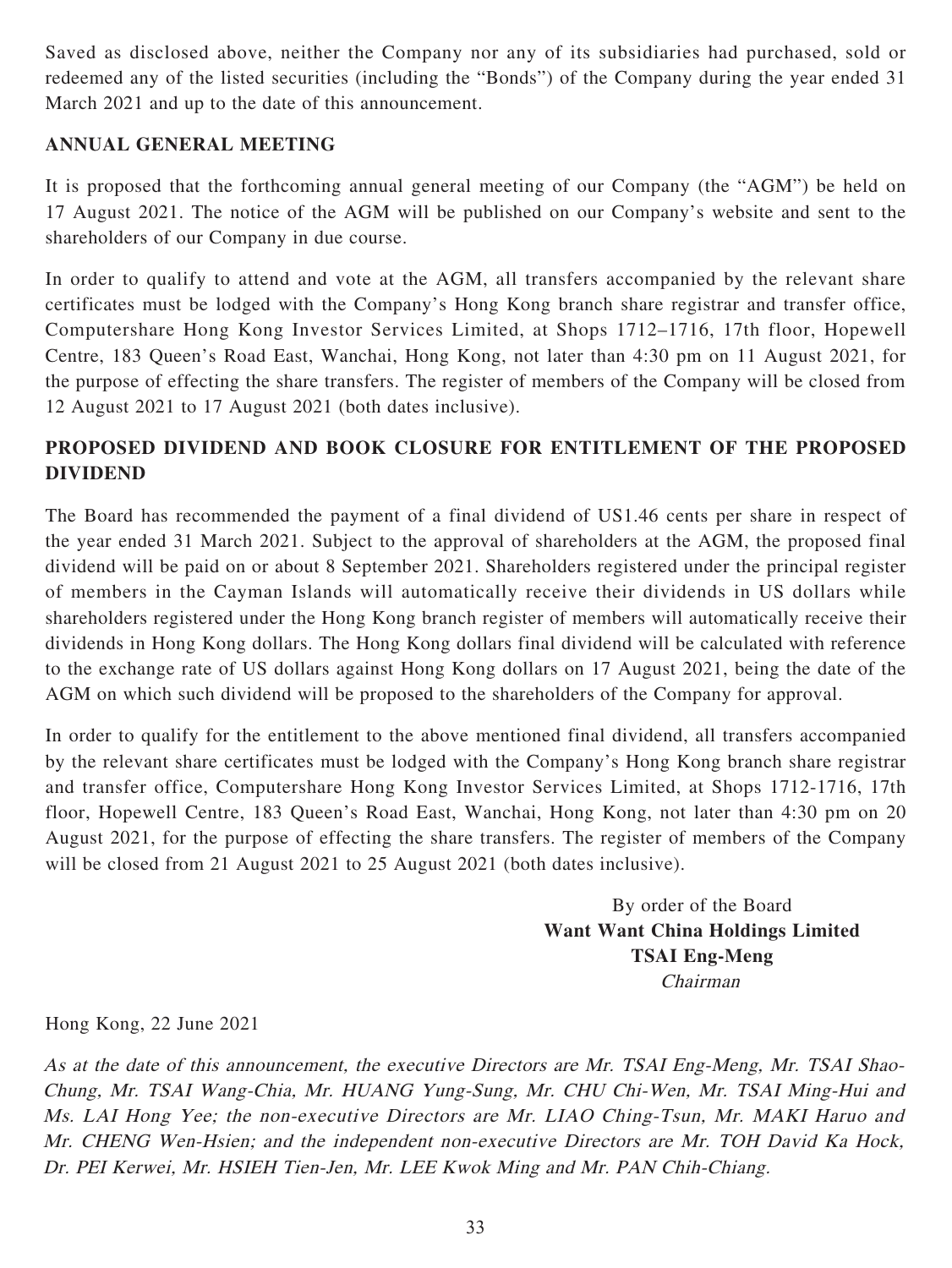Saved as disclosed above, neither the Company nor any of its subsidiaries had purchased, sold or redeemed any of the listed securities (including the "Bonds") of the Company during the year ended 31 March 2021 and up to the date of this announcement.

## ANNUAL GENERAL MEETING

It is proposed that the forthcoming annual general meeting of our Company (the "AGM") be held on 17 August 2021. The notice of the AGM will be published on our Company's website and sent to the shareholders of our Company in due course.

In order to qualify to attend and vote at the AGM, all transfers accompanied by the relevant share certificates must be lodged with the Company's Hong Kong branch share registrar and transfer office, Computershare Hong Kong Investor Services Limited, at Shops 1712–1716, 17th floor, Hopewell Centre, 183 Queen's Road East, Wanchai, Hong Kong, not later than 4:30 pm on 11 August 2021, for the purpose of effecting the share transfers. The register of members of the Company will be closed from 12 August 2021 to 17 August 2021 (both dates inclusive).

## PROPOSED DIVIDEND AND BOOK CLOSURE FOR ENTITLEMENT OF THE PROPOSED DIVIDEND

The Board has recommended the payment of a final dividend of US1.46 cents per share in respect of the year ended 31 March 2021. Subject to the approval of shareholders at the AGM, the proposed final dividend will be paid on or about 8 September 2021. Shareholders registered under the principal register of members in the Cayman Islands will automatically receive their dividends in US dollars while shareholders registered under the Hong Kong branch register of members will automatically receive their dividends in Hong Kong dollars. The Hong Kong dollars final dividend will be calculated with reference to the exchange rate of US dollars against Hong Kong dollars on 17 August 2021, being the date of the AGM on which such dividend will be proposed to the shareholders of the Company for approval.

In order to qualify for the entitlement to the above mentioned final dividend, all transfers accompanied by the relevant share certificates must be lodged with the Company's Hong Kong branch share registrar and transfer office, Computershare Hong Kong Investor Services Limited, at Shops 1712-1716, 17th floor, Hopewell Centre, 183 Queen's Road East, Wanchai, Hong Kong, not later than 4:30 pm on 20 August 2021, for the purpose of effecting the share transfers. The register of members of the Company will be closed from 21 August 2021 to 25 August 2021 (both dates inclusive).

By order of the Board
**Want Want China Holdings Limited**
**TSAI Eng-Meng**
*Chairman*

Hong Kong, 22 June 2021

*As at the date of this announcement, the executive Directors are Mr. TSAI Eng-Meng, Mr. TSAI Shao-Chung, Mr. TSAI Wang-Chia, Mr. HUANG Yung-Sung, Mr. CHU Chi-Wen, Mr. TSAI Ming-Hui and Ms. LAI Hong Yee; the non-executive Directors are Mr. LIAO Ching-Tsun, Mr. MAKI Haruo and Mr. CHENG Wen-Hsien; and the independent non-executive Directors are Mr. TOH David Ka Hock, Dr. PEI Kerwei, Mr. HSIEH Tien-Jen, Mr. LEE Kwok Ming and Mr. PAN Chih-Chiang.*